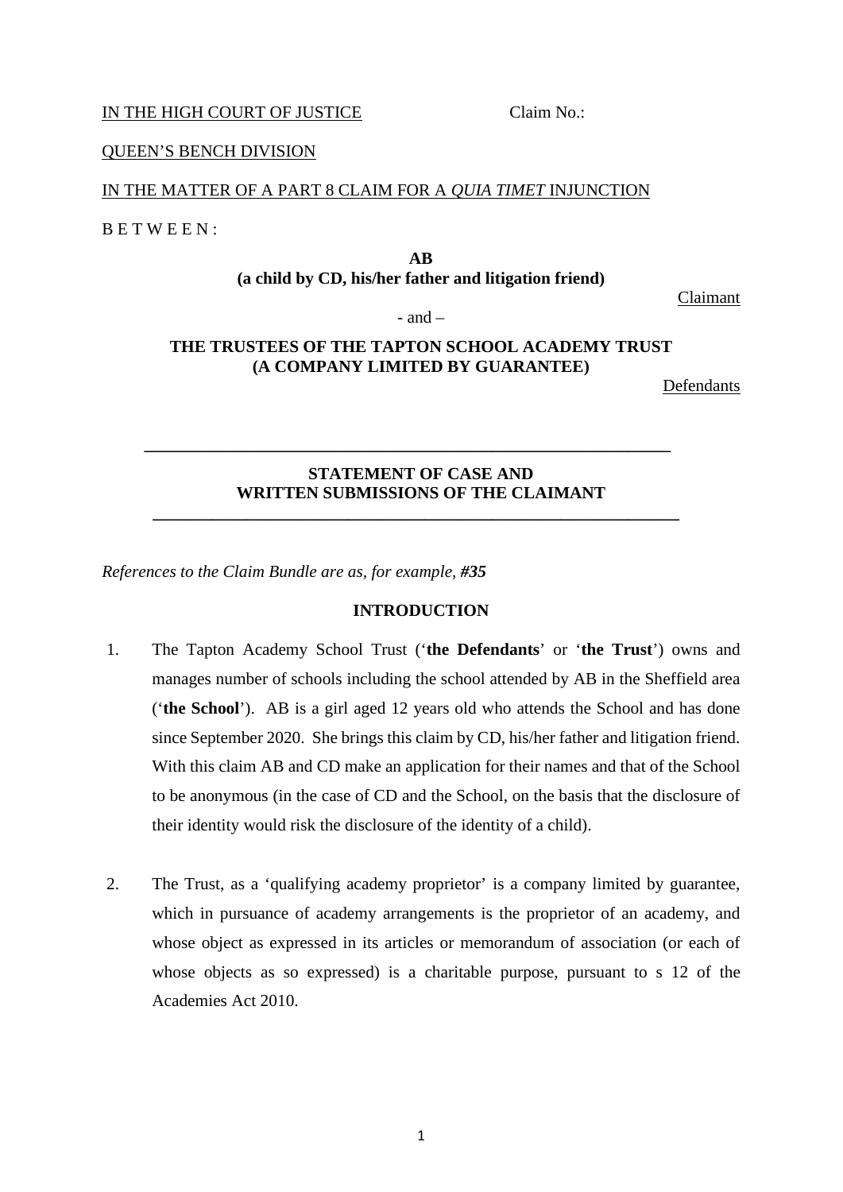IN THE HIGH COURT OF JUSTICE Claim No.:

QUEEN'S BENCH DIVISION

IN THE MATTER OF A PART 8 CLAIM FOR A *QUIA TIMET* INJUNCTION

B E T W E E N :

**AB**
**(a child by CD, his/her father and litigation friend)**

Claimant

- and –

**THE TRUSTEES OF THE TAPTON SCHOOL ACADEMY TRUST**
**(A COMPANY LIMITED BY GUARANTEE)**

Defendants

---

**STATEMENT OF CASE AND**
**WRITTEN SUBMISSIONS OF THE CLAIMANT**

---

*References to the Claim Bundle are as, for example,* ***#35***

## INTRODUCTION

1. The Tapton Academy School Trust ('**the Defendants**' or '**the Trust**') owns and manages number of schools including the school attended by AB in the Sheffield area ('**the School**'). AB is a girl aged 12 years old who attends the School and has done since September 2020. She brings this claim by CD, his/her father and litigation friend. With this claim AB and CD make an application for their names and that of the School to be anonymous (in the case of CD and the School, on the basis that the disclosure of their identity would risk the disclosure of the identity of a child).

2. The Trust, as a 'qualifying academy proprietor' is a company limited by guarantee, which in pursuance of academy arrangements is the proprietor of an academy, and whose object as expressed in its articles or memorandum of association (or each of whose objects as so expressed) is a charitable purpose, pursuant to s 12 of the Academies Act 2010.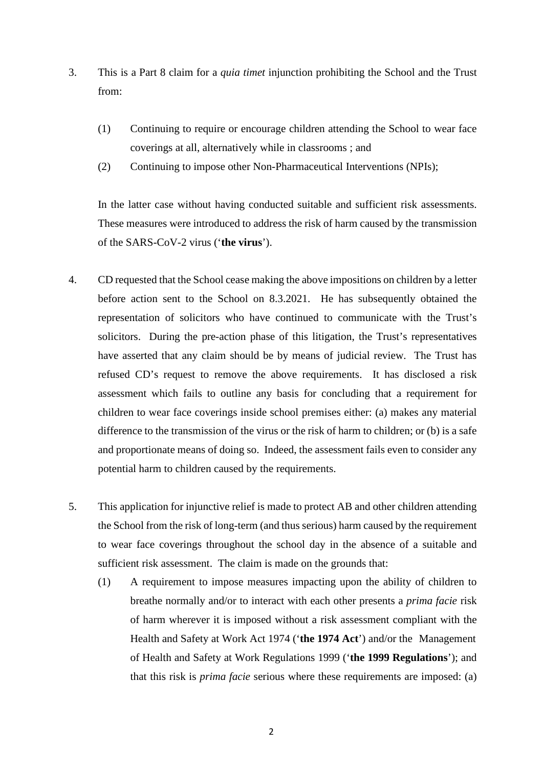3. This is a Part 8 claim for a *quia timet* injunction prohibiting the School and the Trust from:

   (1) Continuing to require or encourage children attending the School to wear face coverings at all, alternatively while in classrooms ; and

   (2) Continuing to impose other Non-Pharmaceutical Interventions (NPIs);

   In the latter case without having conducted suitable and sufficient risk assessments. These measures were introduced to address the risk of harm caused by the transmission of the SARS-CoV-2 virus ('**the virus**').

4. CD requested that the School cease making the above impositions on children by a letter before action sent to the School on 8.3.2021. He has subsequently obtained the representation of solicitors who have continued to communicate with the Trust's solicitors. During the pre-action phase of this litigation, the Trust's representatives have asserted that any claim should be by means of judicial review. The Trust has refused CD's request to remove the above requirements. It has disclosed a risk assessment which fails to outline any basis for concluding that a requirement for children to wear face coverings inside school premises either: (a) makes any material difference to the transmission of the virus or the risk of harm to children; or (b) is a safe and proportionate means of doing so. Indeed, the assessment fails even to consider any potential harm to children caused by the requirements.

5. This application for injunctive relief is made to protect AB and other children attending the School from the risk of long-term (and thus serious) harm caused by the requirement to wear face coverings throughout the school day in the absence of a suitable and sufficient risk assessment. The claim is made on the grounds that:

   (1) A requirement to impose measures impacting upon the ability of children to breathe normally and/or to interact with each other presents a *prima facie* risk of harm wherever it is imposed without a risk assessment compliant with the Health and Safety at Work Act 1974 ('**the 1974 Act**') and/or the Management of Health and Safety at Work Regulations 1999 ('**the 1999 Regulations**'); and that this risk is *prima facie* serious where these requirements are imposed: (a)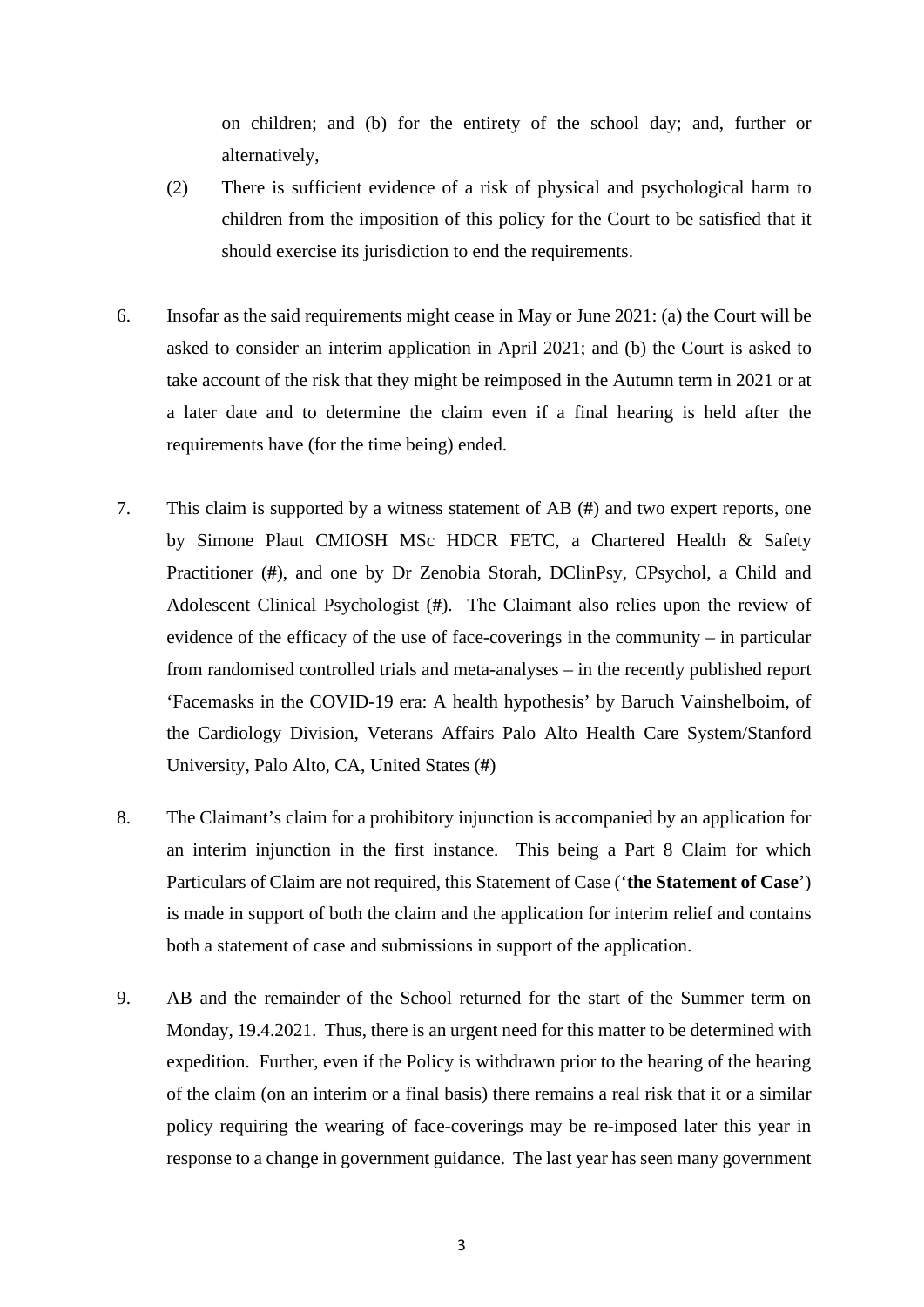on children; and (b) for the entirety of the school day; and, further or alternatively,

(2) There is sufficient evidence of a risk of physical and psychological harm to children from the imposition of this policy for the Court to be satisfied that it should exercise its jurisdiction to end the requirements.

6. Insofar as the said requirements might cease in May or June 2021: (a) the Court will be asked to consider an interim application in April 2021; and (b) the Court is asked to take account of the risk that they might be reimposed in the Autumn term in 2021 or at a later date and to determine the claim even if a final hearing is held after the requirements have (for the time being) ended.

7. This claim is supported by a witness statement of AB (#) and two expert reports, one by Simone Plaut CMIOSH MSc HDCR FETC, a Chartered Health & Safety Practitioner (#), and one by Dr Zenobia Storah, DClinPsy, CPsychol, a Child and Adolescent Clinical Psychologist (#). The Claimant also relies upon the review of evidence of the efficacy of the use of face-coverings in the community – in particular from randomised controlled trials and meta-analyses – in the recently published report 'Facemasks in the COVID-19 era: A health hypothesis' by Baruch Vainshelboim, of the Cardiology Division, Veterans Affairs Palo Alto Health Care System/Stanford University, Palo Alto, CA, United States (#)

8. The Claimant's claim for a prohibitory injunction is accompanied by an application for an interim injunction in the first instance. This being a Part 8 Claim for which Particulars of Claim are not required, this Statement of Case ('**the Statement of Case**') is made in support of both the claim and the application for interim relief and contains both a statement of case and submissions in support of the application.

9. AB and the remainder of the School returned for the start of the Summer term on Monday, 19.4.2021. Thus, there is an urgent need for this matter to be determined with expedition. Further, even if the Policy is withdrawn prior to the hearing of the hearing of the claim (on an interim or a final basis) there remains a real risk that it or a similar policy requiring the wearing of face-coverings may be re-imposed later this year in response to a change in government guidance. The last year has seen many government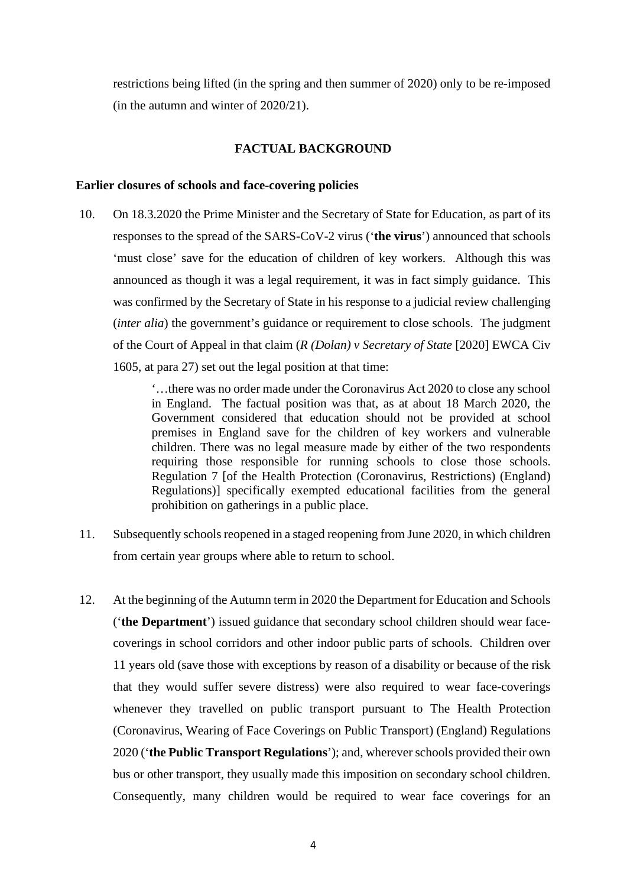restrictions being lifted (in the spring and then summer of 2020) only to be re-imposed (in the autumn and winter of 2020/21).

## FACTUAL BACKGROUND

### Earlier closures of schools and face-covering policies

10. On 18.3.2020 the Prime Minister and the Secretary of State for Education, as part of its responses to the spread of the SARS-CoV-2 virus ('**the virus**') announced that schools 'must close' save for the education of children of key workers. Although this was announced as though it was a legal requirement, it was in fact simply guidance. This was confirmed by the Secretary of State in his response to a judicial review challenging (*inter alia*) the government's guidance or requirement to close schools. The judgment of the Court of Appeal in that claim (*R (Dolan) v Secretary of State* [2020] EWCA Civ 1605, at para 27) set out the legal position at that time:

   > '…there was no order made under the Coronavirus Act 2020 to close any school in England. The factual position was that, as at about 18 March 2020, the Government considered that education should not be provided at school premises in England save for the children of key workers and vulnerable children. There was no legal measure made by either of the two respondents requiring those responsible for running schools to close those schools. Regulation 7 [of the Health Protection (Coronavirus, Restrictions) (England) Regulations)] specifically exempted educational facilities from the general prohibition on gatherings in a public place.

11. Subsequently schools reopened in a staged reopening from June 2020, in which children from certain year groups where able to return to school.

12. At the beginning of the Autumn term in 2020 the Department for Education and Schools ('**the Department**') issued guidance that secondary school children should wear face-coverings in school corridors and other indoor public parts of schools. Children over 11 years old (save those with exceptions by reason of a disability or because of the risk that they would suffer severe distress) were also required to wear face-coverings whenever they travelled on public transport pursuant to The Health Protection (Coronavirus, Wearing of Face Coverings on Public Transport) (England) Regulations 2020 ('**the Public Transport Regulations**'); and, wherever schools provided their own bus or other transport, they usually made this imposition on secondary school children. Consequently, many children would be required to wear face coverings for an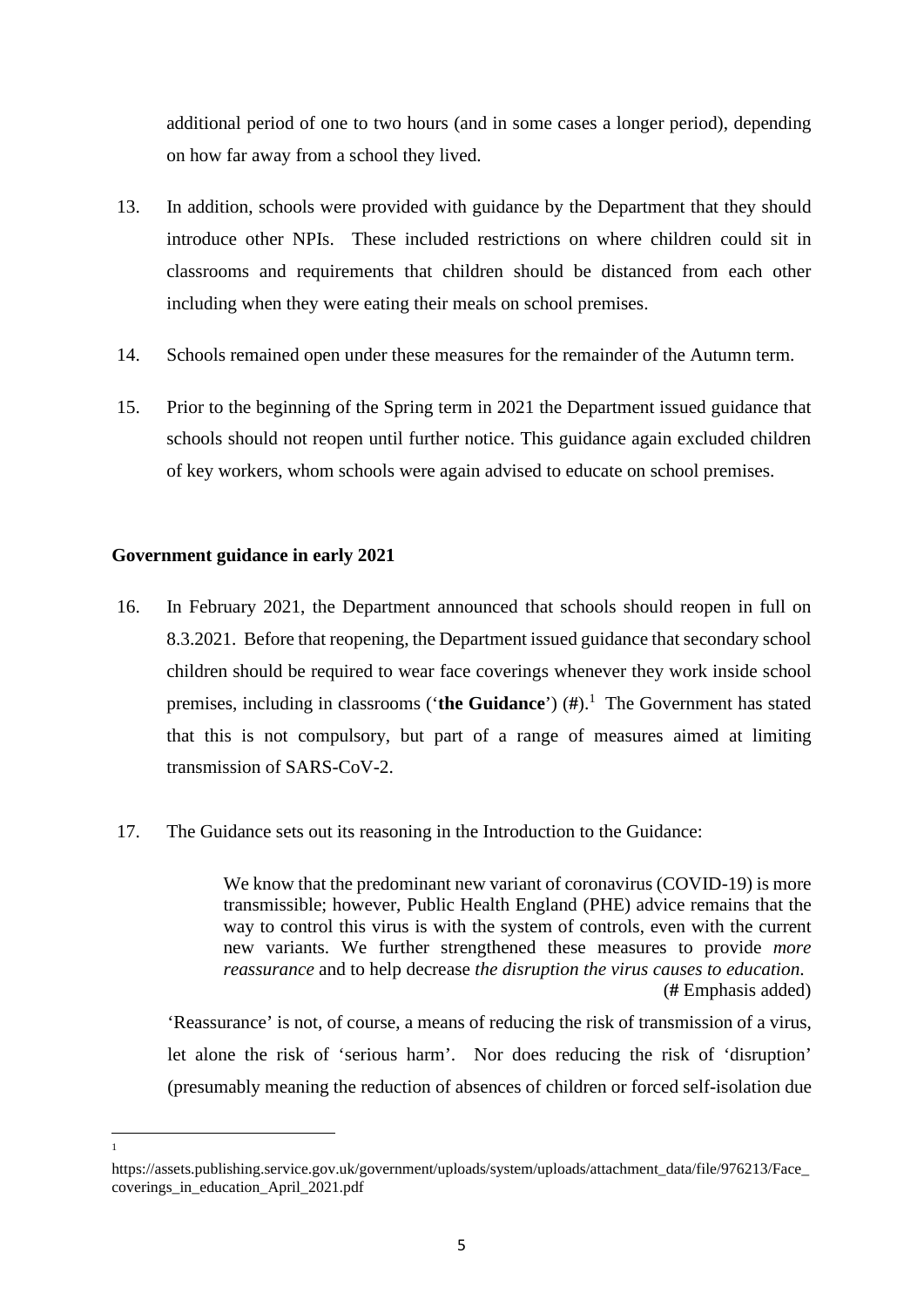additional period of one to two hours (and in some cases a longer period), depending on how far away from a school they lived.

13. In addition, schools were provided with guidance by the Department that they should introduce other NPIs. These included restrictions on where children could sit in classrooms and requirements that children should be distanced from each other including when they were eating their meals on school premises.

14. Schools remained open under these measures for the remainder of the Autumn term.

15. Prior to the beginning of the Spring term in 2021 the Department issued guidance that schools should not reopen until further notice. This guidance again excluded children of key workers, whom schools were again advised to educate on school premises.

**Government guidance in early 2021**

16. In February 2021, the Department announced that schools should reopen in full on 8.3.2021. Before that reopening, the Department issued guidance that secondary school children should be required to wear face coverings whenever they work inside school premises, including in classrooms ('**the Guidance**') (#).[1] The Government has stated that this is not compulsory, but part of a range of measures aimed at limiting transmission of SARS-CoV-2.

17. The Guidance sets out its reasoning in the Introduction to the Guidance:

> We know that the predominant new variant of coronavirus (COVID-19) is more transmissible; however, Public Health England (PHE) advice remains that the way to control this virus is with the system of controls, even with the current new variants. We further strengthened these measures to provide *more reassurance* and to help decrease *the disruption the virus causes to education*.
> (**#** Emphasis added)

'Reassurance' is not, of course, a means of reducing the risk of transmission of a virus, let alone the risk of 'serious harm'. Nor does reducing the risk of 'disruption' (presumably meaning the reduction of absences of children or forced self-isolation due

---

[1] https://assets.publishing.service.gov.uk/government/uploads/system/uploads/attachment_data/file/976213/Face_coverings_in_education_April_2021.pdf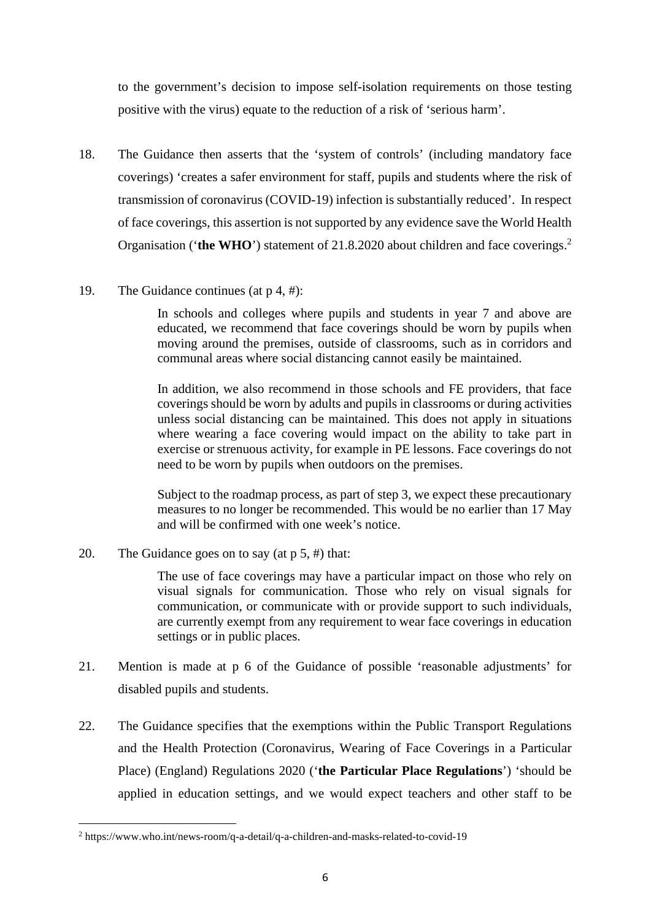to the government's decision to impose self-isolation requirements on those testing positive with the virus) equate to the reduction of a risk of 'serious harm'.

18. The Guidance then asserts that the 'system of controls' (including mandatory face coverings) 'creates a safer environment for staff, pupils and students where the risk of transmission of coronavirus (COVID-19) infection is substantially reduced'. In respect of face coverings, this assertion is not supported by any evidence save the World Health Organisation ('**the WHO**') statement of 21.8.2020 about children and face coverings.[2]

19. The Guidance continues (at p 4, #):

> In schools and colleges where pupils and students in year 7 and above are educated, we recommend that face coverings should be worn by pupils when moving around the premises, outside of classrooms, such as in corridors and communal areas where social distancing cannot easily be maintained.
>
> In addition, we also recommend in those schools and FE providers, that face coverings should be worn by adults and pupils in classrooms or during activities unless social distancing can be maintained. This does not apply in situations where wearing a face covering would impact on the ability to take part in exercise or strenuous activity, for example in PE lessons. Face coverings do not need to be worn by pupils when outdoors on the premises.
>
> Subject to the roadmap process, as part of step 3, we expect these precautionary measures to no longer be recommended. This would be no earlier than 17 May and will be confirmed with one week's notice.

20. The Guidance goes on to say (at p 5, #) that:

> The use of face coverings may have a particular impact on those who rely on visual signals for communication. Those who rely on visual signals for communication, or communicate with or provide support to such individuals, are currently exempt from any requirement to wear face coverings in education settings or in public places.

21. Mention is made at p 6 of the Guidance of possible 'reasonable adjustments' for disabled pupils and students.

22. The Guidance specifies that the exemptions within the Public Transport Regulations and the Health Protection (Coronavirus, Wearing of Face Coverings in a Particular Place) (England) Regulations 2020 ('**the Particular Place Regulations**') 'should be applied in education settings, and we would expect teachers and other staff to be

---

[2] https://www.who.int/news-room/q-a-detail/q-a-children-and-masks-related-to-covid-19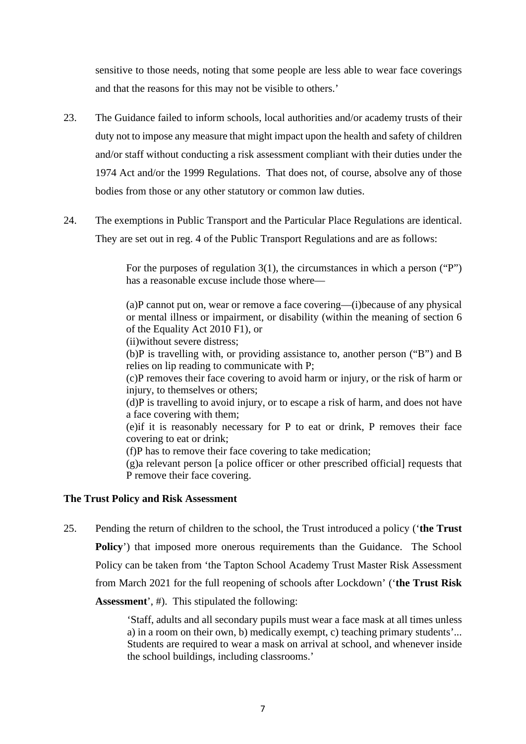sensitive to those needs, noting that some people are less able to wear face coverings and that the reasons for this may not be visible to others.'

23. The Guidance failed to inform schools, local authorities and/or academy trusts of their duty not to impose any measure that might impact upon the health and safety of children and/or staff without conducting a risk assessment compliant with their duties under the 1974 Act and/or the 1999 Regulations. That does not, of course, absolve any of those bodies from those or any other statutory or common law duties.

24. The exemptions in Public Transport and the Particular Place Regulations are identical. They are set out in reg. 4 of the Public Transport Regulations and are as follows:

> For the purposes of regulation 3(1), the circumstances in which a person ("P") has a reasonable excuse include those where—
>
> (a)P cannot put on, wear or remove a face covering—(i)because of any physical or mental illness or impairment, or disability (within the meaning of section 6 of the Equality Act 2010 F1), or
> (ii)without severe distress;
> (b)P is travelling with, or providing assistance to, another person ("B") and B relies on lip reading to communicate with P;
> (c)P removes their face covering to avoid harm or injury, or the risk of harm or injury, to themselves or others;
> (d)P is travelling to avoid injury, or to escape a risk of harm, and does not have a face covering with them;
> (e)if it is reasonably necessary for P to eat or drink, P removes their face covering to eat or drink;
> (f)P has to remove their face covering to take medication;
> (g)a relevant person [a police officer or other prescribed official] requests that P remove their face covering.

**The Trust Policy and Risk Assessment**

25. Pending the return of children to the school, the Trust introduced a policy ('**the Trust Policy**') that imposed more onerous requirements than the Guidance. The School Policy can be taken from 'the Tapton School Academy Trust Master Risk Assessment from March 2021 for the full reopening of schools after Lockdown' ('**the Trust Risk Assessment**', #). This stipulated the following:

> 'Staff, adults and all secondary pupils must wear a face mask at all times unless a) in a room on their own, b) medically exempt, c) teaching primary students'... Students are required to wear a mask on arrival at school, and whenever inside the school buildings, including classrooms.'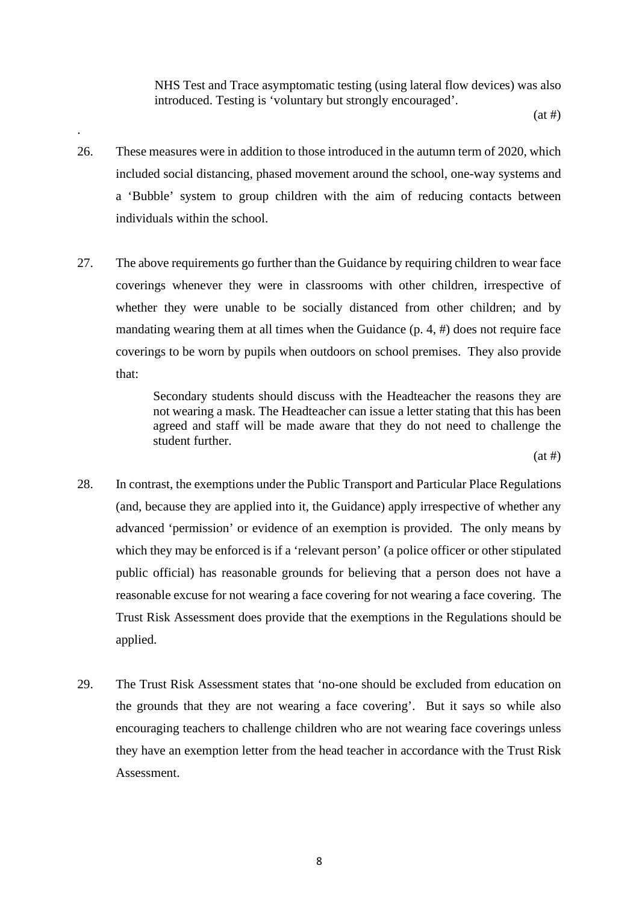> NHS Test and Trace asymptomatic testing (using lateral flow devices) was also introduced. Testing is 'voluntary but strongly encouraged'.
>
> (at #)

.

26. These measures were in addition to those introduced in the autumn term of 2020, which included social distancing, phased movement around the school, one-way systems and a 'Bubble' system to group children with the aim of reducing contacts between individuals within the school.

27. The above requirements go further than the Guidance by requiring children to wear face coverings whenever they were in classrooms with other children, irrespective of whether they were unable to be socially distanced from other children; and by mandating wearing them at all times when the Guidance (p. 4, #) does not require face coverings to be worn by pupils when outdoors on school premises. They also provide that:

> Secondary students should discuss with the Headteacher the reasons they are not wearing a mask. The Headteacher can issue a letter stating that this has been agreed and staff will be made aware that they do not need to challenge the student further.
>
> (at #)

28. In contrast, the exemptions under the Public Transport and Particular Place Regulations (and, because they are applied into it, the Guidance) apply irrespective of whether any advanced 'permission' or evidence of an exemption is provided. The only means by which they may be enforced is if a 'relevant person' (a police officer or other stipulated public official) has reasonable grounds for believing that a person does not have a reasonable excuse for not wearing a face covering for not wearing a face covering. The Trust Risk Assessment does provide that the exemptions in the Regulations should be applied.

29. The Trust Risk Assessment states that 'no-one should be excluded from education on the grounds that they are not wearing a face covering'. But it says so while also encouraging teachers to challenge children who are not wearing face coverings unless they have an exemption letter from the head teacher in accordance with the Trust Risk Assessment.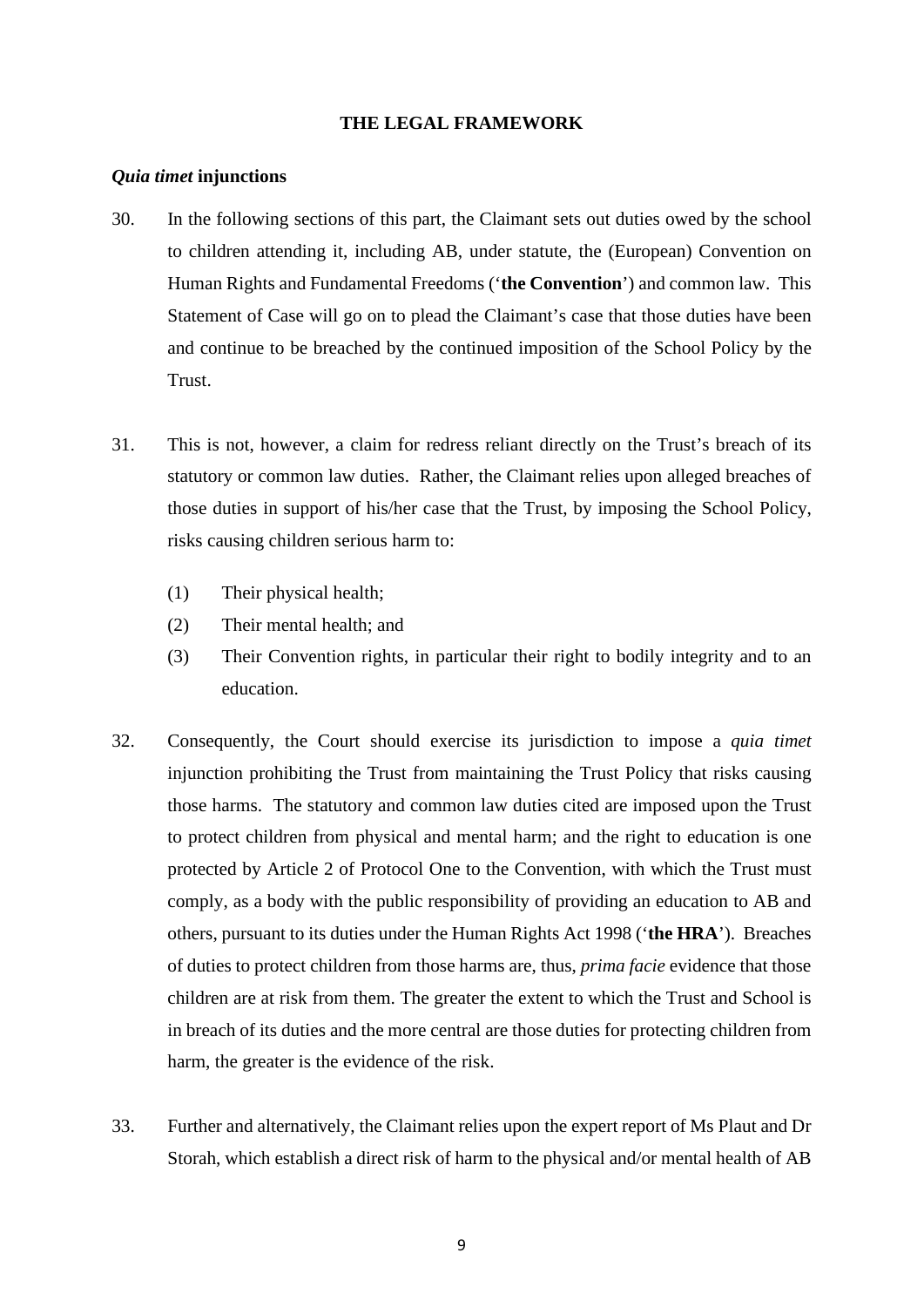## THE LEGAL FRAMEWORK

### *Quia timet* injunctions

30. In the following sections of this part, the Claimant sets out duties owed by the school to children attending it, including AB, under statute, the (European) Convention on Human Rights and Fundamental Freedoms ('**the Convention**') and common law. This Statement of Case will go on to plead the Claimant's case that those duties have been and continue to be breached by the continued imposition of the School Policy by the Trust.

31. This is not, however, a claim for redress reliant directly on the Trust's breach of its statutory or common law duties. Rather, the Claimant relies upon alleged breaches of those duties in support of his/her case that the Trust, by imposing the School Policy, risks causing children serious harm to:

    (1) Their physical health;

    (2) Their mental health; and

    (3) Their Convention rights, in particular their right to bodily integrity and to an education.

32. Consequently, the Court should exercise its jurisdiction to impose a *quia timet* injunction prohibiting the Trust from maintaining the Trust Policy that risks causing those harms. The statutory and common law duties cited are imposed upon the Trust to protect children from physical and mental harm; and the right to education is one protected by Article 2 of Protocol One to the Convention, with which the Trust must comply, as a body with the public responsibility of providing an education to AB and others, pursuant to its duties under the Human Rights Act 1998 ('**the HRA**'). Breaches of duties to protect children from those harms are, thus, *prima facie* evidence that those children are at risk from them. The greater the extent to which the Trust and School is in breach of its duties and the more central are those duties for protecting children from harm, the greater is the evidence of the risk.

33. Further and alternatively, the Claimant relies upon the expert report of Ms Plaut and Dr Storah, which establish a direct risk of harm to the physical and/or mental health of AB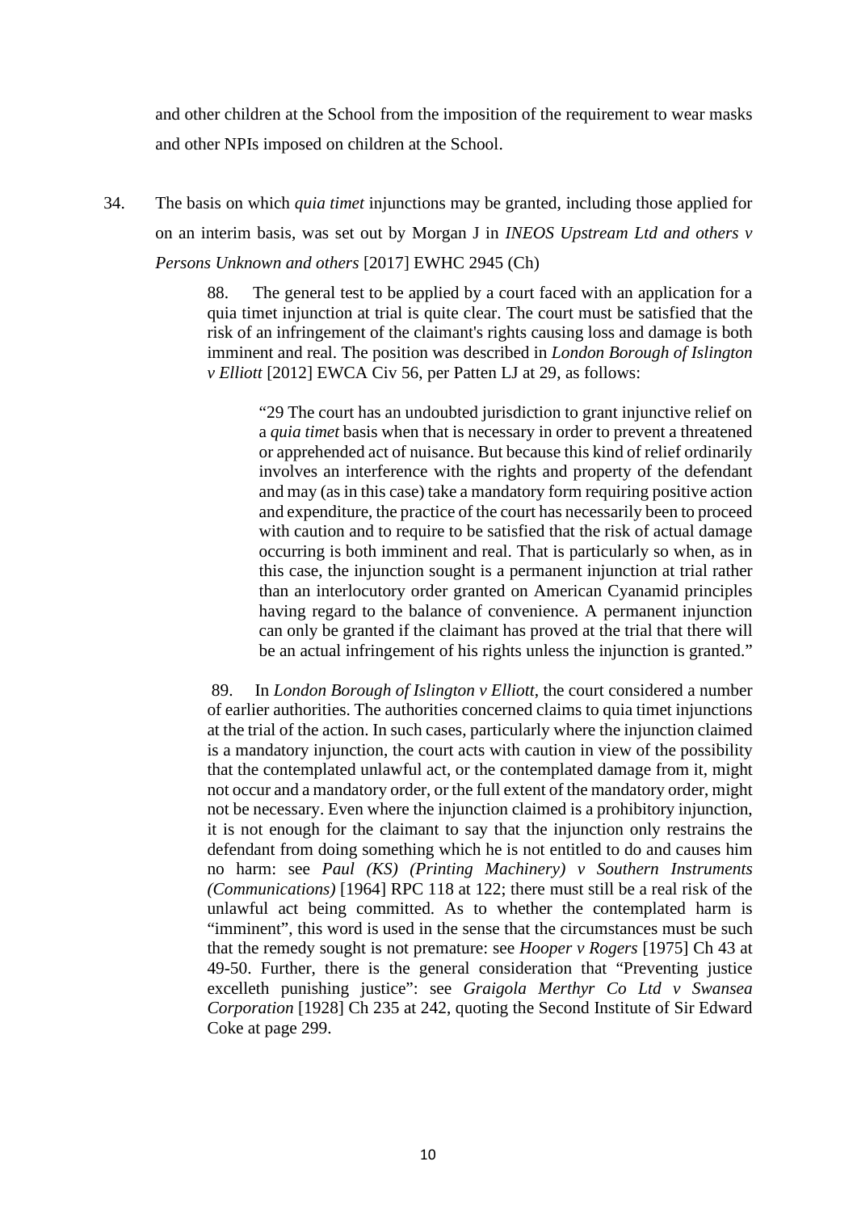and other children at the School from the imposition of the requirement to wear masks and other NPIs imposed on children at the School.

34. The basis on which *quia timet* injunctions may be granted, including those applied for on an interim basis, was set out by Morgan J in *INEOS Upstream Ltd and others v Persons Unknown and others* [2017] EWHC 2945 (Ch)

> 88. The general test to be applied by a court faced with an application for a quia timet injunction at trial is quite clear. The court must be satisfied that the risk of an infringement of the claimant's rights causing loss and damage is both imminent and real. The position was described in *London Borough of Islington v Elliott* [2012] EWCA Civ 56, per Patten LJ at 29, as follows:
>
> > "29 The court has an undoubted jurisdiction to grant injunctive relief on a *quia timet* basis when that is necessary in order to prevent a threatened or apprehended act of nuisance. But because this kind of relief ordinarily involves an interference with the rights and property of the defendant and may (as in this case) take a mandatory form requiring positive action and expenditure, the practice of the court has necessarily been to proceed with caution and to require to be satisfied that the risk of actual damage occurring is both imminent and real. That is particularly so when, as in this case, the injunction sought is a permanent injunction at trial rather than an interlocutory order granted on American Cyanamid principles having regard to the balance of convenience. A permanent injunction can only be granted if the claimant has proved at the trial that there will be an actual infringement of his rights unless the injunction is granted."
>
> 89. In *London Borough of Islington v Elliott*, the court considered a number of earlier authorities. The authorities concerned claims to quia timet injunctions at the trial of the action. In such cases, particularly where the injunction claimed is a mandatory injunction, the court acts with caution in view of the possibility that the contemplated unlawful act, or the contemplated damage from it, might not occur and a mandatory order, or the full extent of the mandatory order, might not be necessary. Even where the injunction claimed is a prohibitory injunction, it is not enough for the claimant to say that the injunction only restrains the defendant from doing something which he is not entitled to do and causes him no harm: see *Paul (KS) (Printing Machinery) v Southern Instruments (Communications)* [1964] RPC 118 at 122; there must still be a real risk of the unlawful act being committed. As to whether the contemplated harm is "imminent", this word is used in the sense that the circumstances must be such that the remedy sought is not premature: see *Hooper v Rogers* [1975] Ch 43 at 49-50. Further, there is the general consideration that "Preventing justice excelleth punishing justice": see *Graigola Merthyr Co Ltd v Swansea Corporation* [1928] Ch 235 at 242, quoting the Second Institute of Sir Edward Coke at page 299.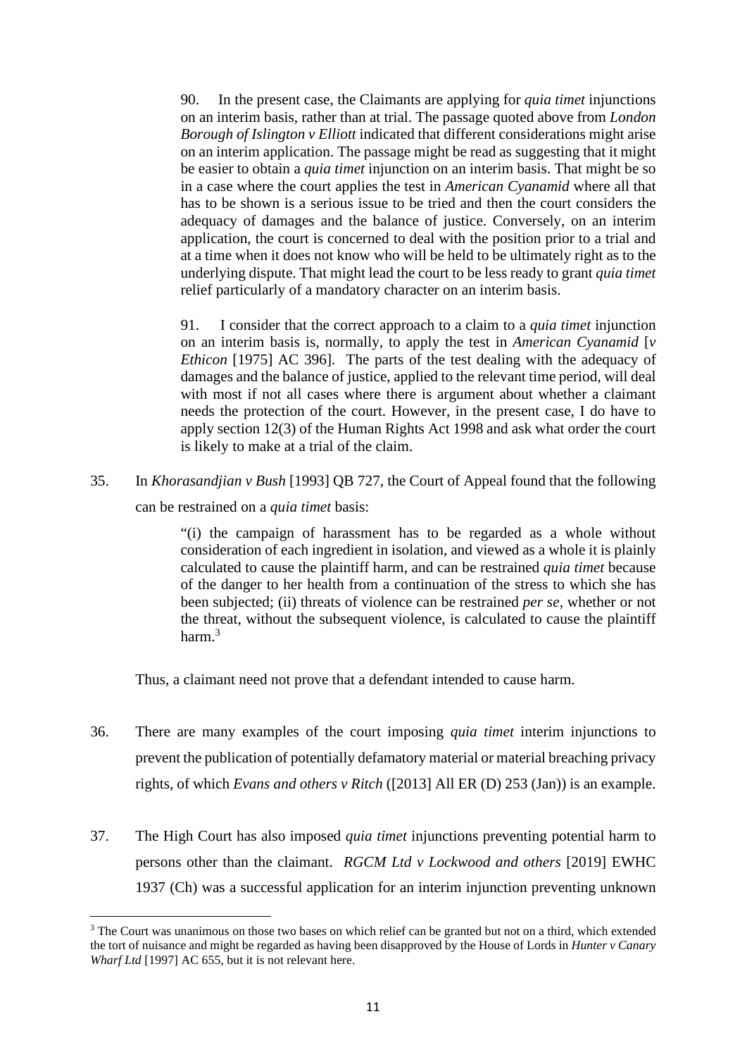> 90. In the present case, the Claimants are applying for *quia timet* injunctions on an interim basis, rather than at trial. The passage quoted above from *London Borough of Islington v Elliott* indicated that different considerations might arise on an interim application. The passage might be read as suggesting that it might be easier to obtain a *quia timet* injunction on an interim basis. That might be so in a case where the court applies the test in *American Cyanamid* where all that has to be shown is a serious issue to be tried and then the court considers the adequacy of damages and the balance of justice. Conversely, on an interim application, the court is concerned to deal with the position prior to a trial and at a time when it does not know who will be held to be ultimately right as to the underlying dispute. That might lead the court to be less ready to grant *quia timet* relief particularly of a mandatory character on an interim basis.
>
> 91. I consider that the correct approach to a claim to a *quia timet* injunction on an interim basis is, normally, to apply the test in *American Cyanamid* [*v Ethicon* [1975] AC 396]. The parts of the test dealing with the adequacy of damages and the balance of justice, applied to the relevant time period, will deal with most if not all cases where there is argument about whether a claimant needs the protection of the court. However, in the present case, I do have to apply section 12(3) of the Human Rights Act 1998 and ask what order the court is likely to make at a trial of the claim.

35. In *Khorasandjian v Bush* [1993] QB 727, the Court of Appeal found that the following can be restrained on a *quia timet* basis:

> "(i) the campaign of harassment has to be regarded as a whole without consideration of each ingredient in isolation, and viewed as a whole it is plainly calculated to cause the plaintiff harm, and can be restrained *quia timet* because of the danger to her health from a continuation of the stress to which she has been subjected; (ii) threats of violence can be restrained *per se*, whether or not the threat, without the subsequent violence, is calculated to cause the plaintiff harm.[3]

Thus, a claimant need not prove that a defendant intended to cause harm.

36. There are many examples of the court imposing *quia timet* interim injunctions to prevent the publication of potentially defamatory material or material breaching privacy rights, of which *Evans and others v Ritch* ([2013] All ER (D) 253 (Jan)) is an example.

37. The High Court has also imposed *quia timet* injunctions preventing potential harm to persons other than the claimant. *RGCM Ltd v Lockwood and others* [2019] EWHC 1937 (Ch) was a successful application for an interim injunction preventing unknown

[3] The Court was unanimous on those two bases on which relief can be granted but not on a third, which extended the tort of nuisance and might be regarded as having been disapproved by the House of Lords in *Hunter v Canary Wharf Ltd* [1997] AC 655, but it is not relevant here.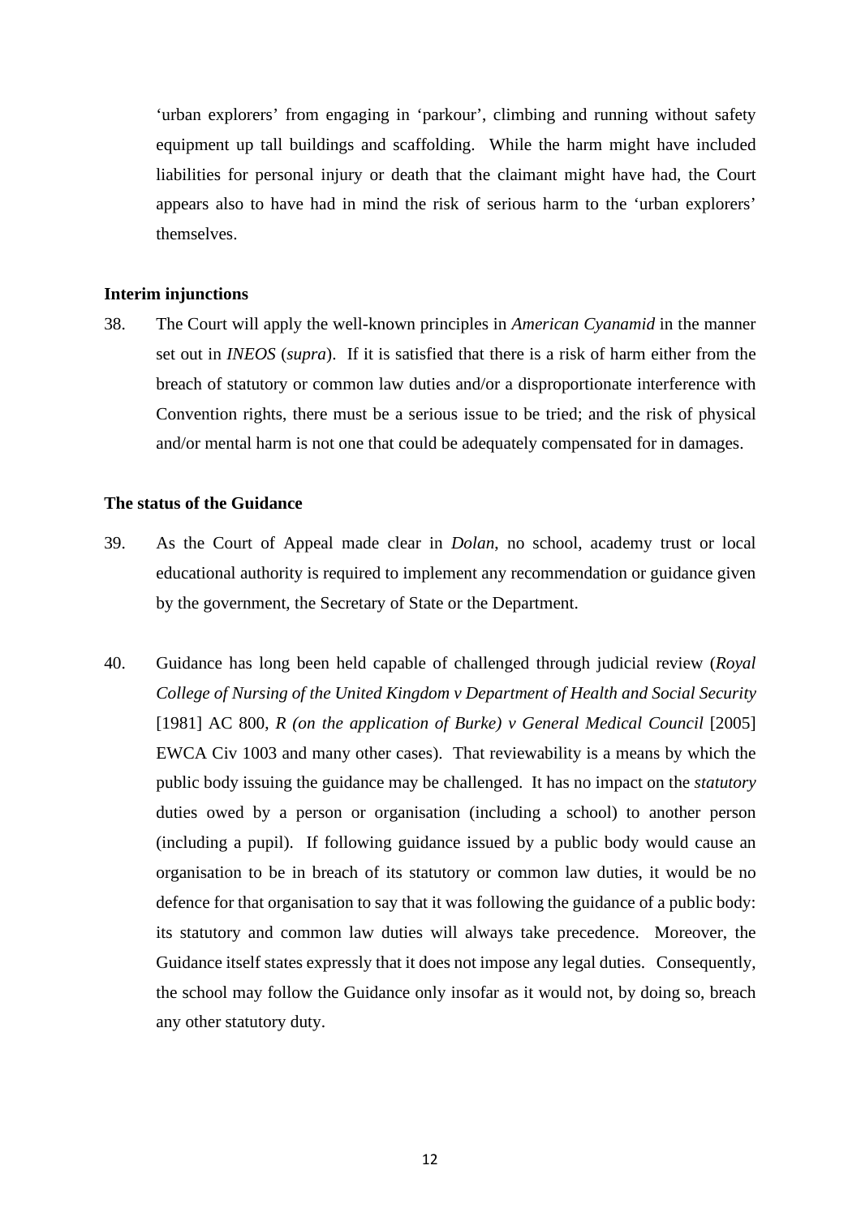'urban explorers' from engaging in 'parkour', climbing and running without safety equipment up tall buildings and scaffolding. While the harm might have included liabilities for personal injury or death that the claimant might have had, the Court appears also to have had in mind the risk of serious harm to the 'urban explorers' themselves.

**Interim injunctions**

38. The Court will apply the well-known principles in *American Cyanamid* in the manner set out in *INEOS* (*supra*). If it is satisfied that there is a risk of harm either from the breach of statutory or common law duties and/or a disproportionate interference with Convention rights, there must be a serious issue to be tried; and the risk of physical and/or mental harm is not one that could be adequately compensated for in damages.

**The status of the Guidance**

39. As the Court of Appeal made clear in *Dolan*, no school, academy trust or local educational authority is required to implement any recommendation or guidance given by the government, the Secretary of State or the Department.

40. Guidance has long been held capable of challenged through judicial review (*Royal College of Nursing of the United Kingdom v Department of Health and Social Security* [1981] AC 800, *R (on the application of Burke) v General Medical Council* [2005] EWCA Civ 1003 and many other cases). That reviewability is a means by which the public body issuing the guidance may be challenged. It has no impact on the *statutory* duties owed by a person or organisation (including a school) to another person (including a pupil). If following guidance issued by a public body would cause an organisation to be in breach of its statutory or common law duties, it would be no defence for that organisation to say that it was following the guidance of a public body: its statutory and common law duties will always take precedence. Moreover, the Guidance itself states expressly that it does not impose any legal duties. Consequently, the school may follow the Guidance only insofar as it would not, by doing so, breach any other statutory duty.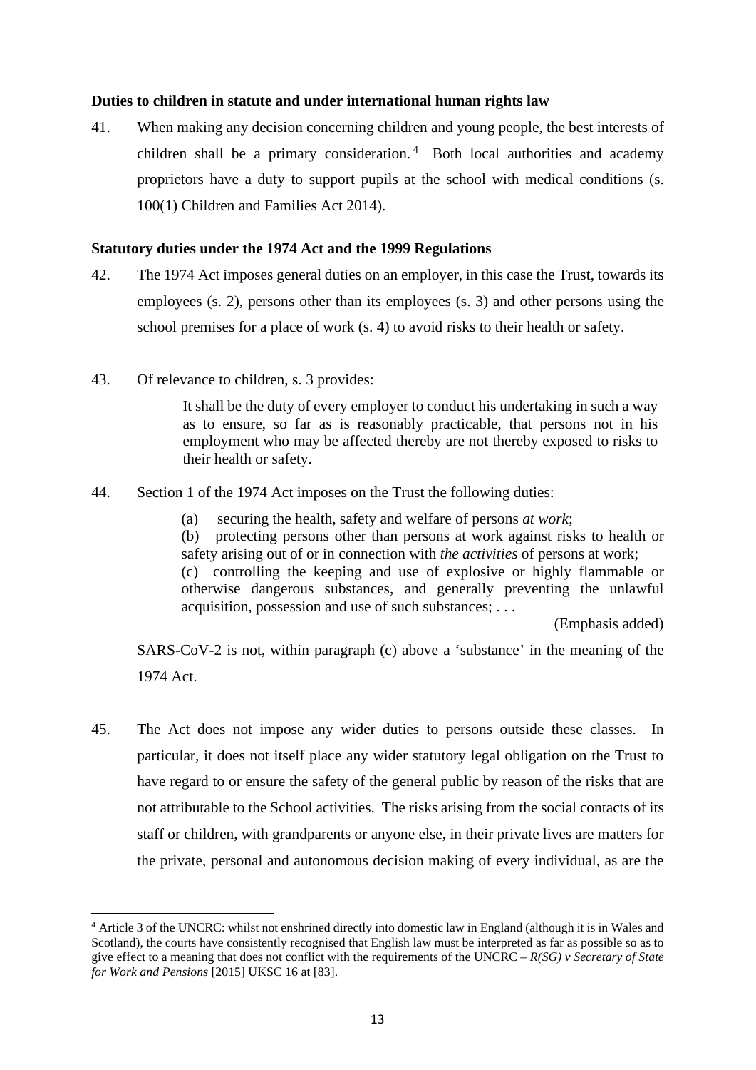**Duties to children in statute and under international human rights law**

41. When making any decision concerning children and young people, the best interests of children shall be a primary consideration.[4] Both local authorities and academy proprietors have a duty to support pupils at the school with medical conditions (s. 100(1) Children and Families Act 2014).

**Statutory duties under the 1974 Act and the 1999 Regulations**

42. The 1974 Act imposes general duties on an employer, in this case the Trust, towards its employees (s. 2), persons other than its employees (s. 3) and other persons using the school premises for a place of work (s. 4) to avoid risks to their health or safety.

43. Of relevance to children, s. 3 provides:

> It shall be the duty of every employer to conduct his undertaking in such a way as to ensure, so far as is reasonably practicable, that persons not in his employment who may be affected thereby are not thereby exposed to risks to their health or safety.

44. Section 1 of the 1974 Act imposes on the Trust the following duties:

> (a) securing the health, safety and welfare of persons *at work*;
> (b) protecting persons other than persons at work against risks to health or safety arising out of or in connection with *the activities* of persons at work;
> (c) controlling the keeping and use of explosive or highly flammable or otherwise dangerous substances, and generally preventing the unlawful acquisition, possession and use of such substances; . . .
>
> (Emphasis added)

SARS-CoV-2 is not, within paragraph (c) above a 'substance' in the meaning of the 1974 Act.

45. The Act does not impose any wider duties to persons outside these classes. In particular, it does not itself place any wider statutory legal obligation on the Trust to have regard to or ensure the safety of the general public by reason of the risks that are not attributable to the School activities. The risks arising from the social contacts of its staff or children, with grandparents or anyone else, in their private lives are matters for the private, personal and autonomous decision making of every individual, as are the

---

[4] Article 3 of the UNCRC: whilst not enshrined directly into domestic law in England (although it is in Wales and Scotland), the courts have consistently recognised that English law must be interpreted as far as possible so as to give effect to a meaning that does not conflict with the requirements of the UNCRC – *R(SG) v Secretary of State for Work and Pensions* [2015] UKSC 16 at [83].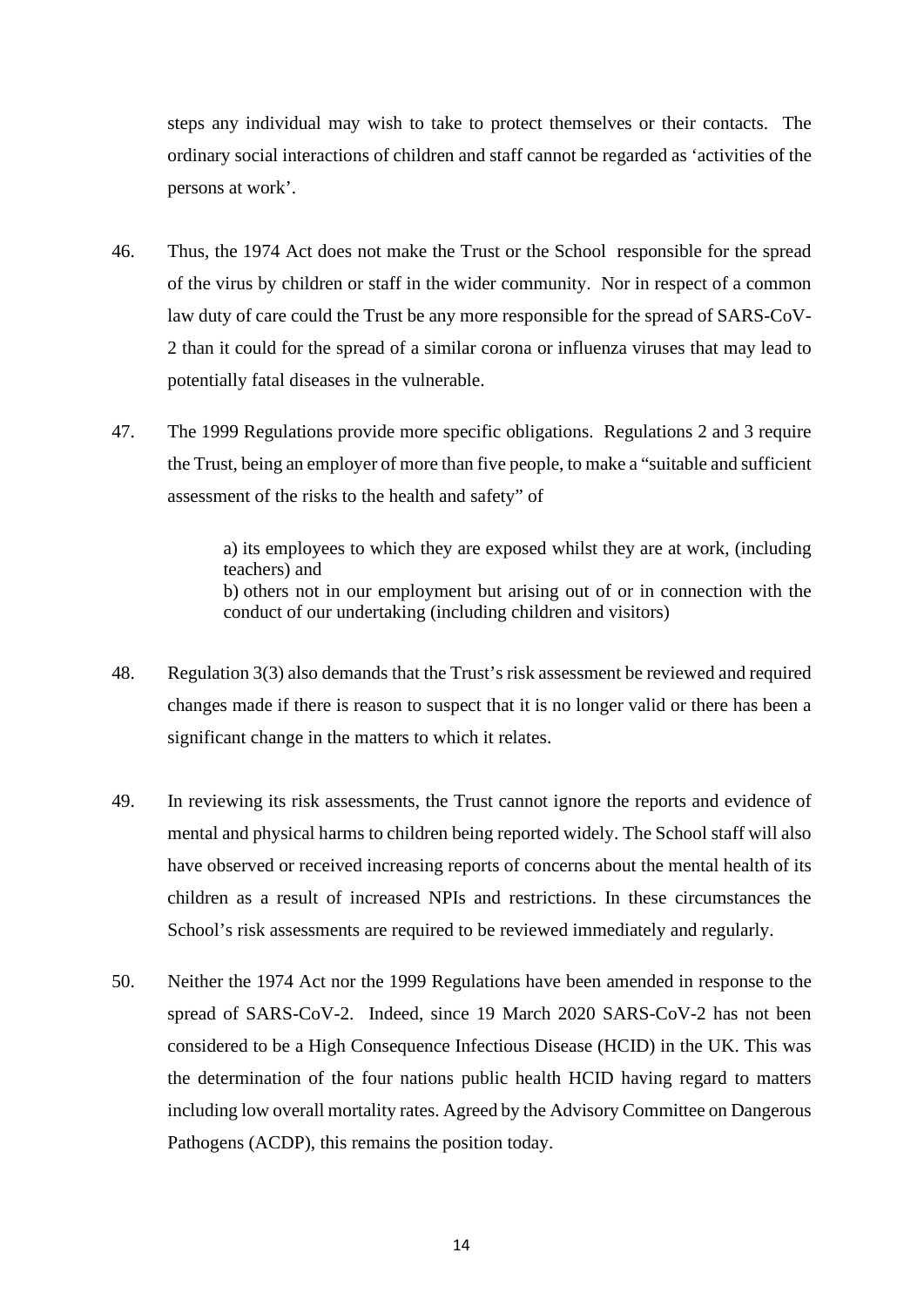steps any individual may wish to take to protect themselves or their contacts. The ordinary social interactions of children and staff cannot be regarded as 'activities of the persons at work'.

46. Thus, the 1974 Act does not make the Trust or the School responsible for the spread of the virus by children or staff in the wider community. Nor in respect of a common law duty of care could the Trust be any more responsible for the spread of SARS-CoV-2 than it could for the spread of a similar corona or influenza viruses that may lead to potentially fatal diseases in the vulnerable.

47. The 1999 Regulations provide more specific obligations. Regulations 2 and 3 require the Trust, being an employer of more than five people, to make a "suitable and sufficient assessment of the risks to the health and safety" of

> a) its employees to which they are exposed whilst they are at work, (including teachers) and
> b) others not in our employment but arising out of or in connection with the conduct of our undertaking (including children and visitors)

48. Regulation 3(3) also demands that the Trust's risk assessment be reviewed and required changes made if there is reason to suspect that it is no longer valid or there has been a significant change in the matters to which it relates.

49. In reviewing its risk assessments, the Trust cannot ignore the reports and evidence of mental and physical harms to children being reported widely. The School staff will also have observed or received increasing reports of concerns about the mental health of its children as a result of increased NPIs and restrictions. In these circumstances the School's risk assessments are required to be reviewed immediately and regularly.

50. Neither the 1974 Act nor the 1999 Regulations have been amended in response to the spread of SARS-CoV-2. Indeed, since 19 March 2020 SARS-CoV-2 has not been considered to be a High Consequence Infectious Disease (HCID) in the UK. This was the determination of the four nations public health HCID having regard to matters including low overall mortality rates. Agreed by the Advisory Committee on Dangerous Pathogens (ACDP), this remains the position today.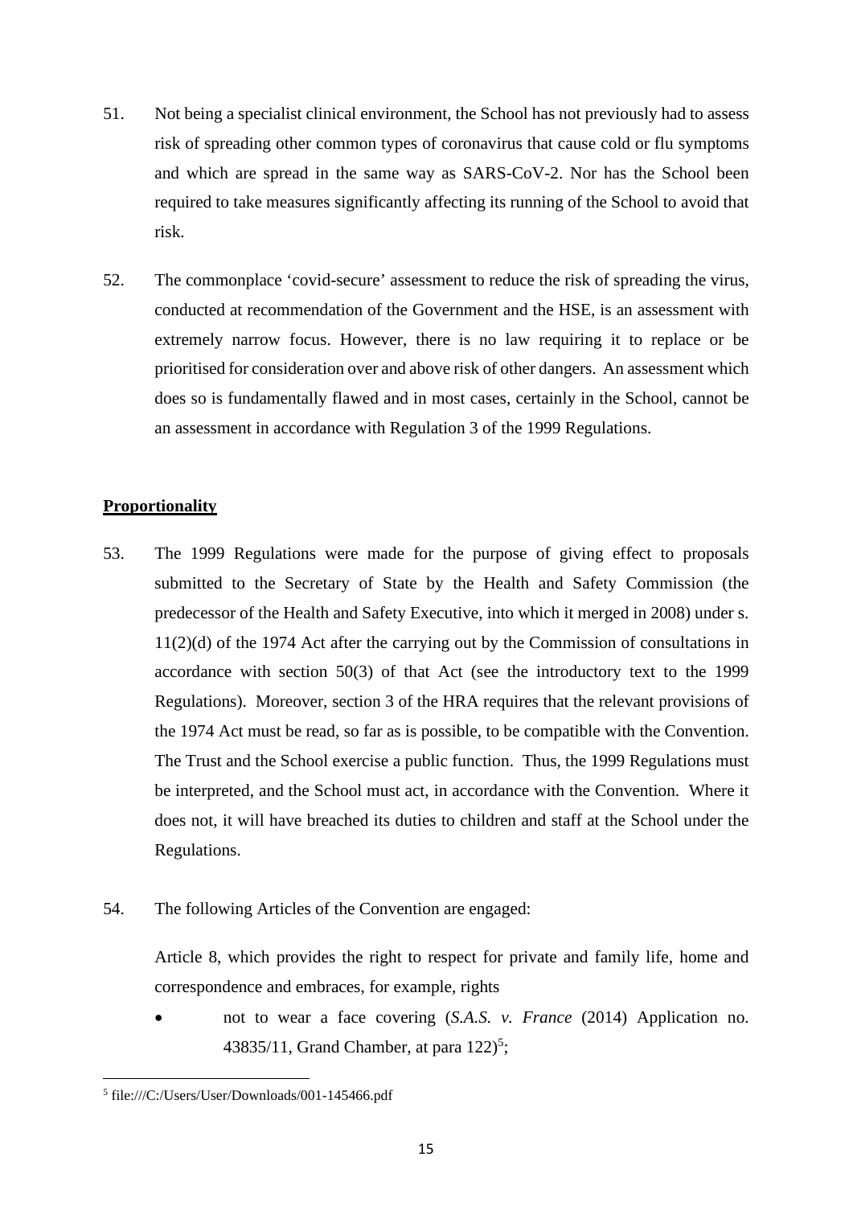51. Not being a specialist clinical environment, the School has not previously had to assess risk of spreading other common types of coronavirus that cause cold or flu symptoms and which are spread in the same way as SARS-CoV-2. Nor has the School been required to take measures significantly affecting its running of the School to avoid that risk.

52. The commonplace 'covid-secure' assessment to reduce the risk of spreading the virus, conducted at recommendation of the Government and the HSE, is an assessment with extremely narrow focus. However, there is no law requiring it to replace or be prioritised for consideration over and above risk of other dangers. An assessment which does so is fundamentally flawed and in most cases, certainly in the School, cannot be an assessment in accordance with Regulation 3 of the 1999 Regulations.

## Proportionality

53. The 1999 Regulations were made for the purpose of giving effect to proposals submitted to the Secretary of State by the Health and Safety Commission (the predecessor of the Health and Safety Executive, into which it merged in 2008) under s. 11(2)(d) of the 1974 Act after the carrying out by the Commission of consultations in accordance with section 50(3) of that Act (see the introductory text to the 1999 Regulations). Moreover, section 3 of the HRA requires that the relevant provisions of the 1974 Act must be read, so far as is possible, to be compatible with the Convention. The Trust and the School exercise a public function. Thus, the 1999 Regulations must be interpreted, and the School must act, in accordance with the Convention. Where it does not, it will have breached its duties to children and staff at the School under the Regulations.

54. The following Articles of the Convention are engaged:

Article 8, which provides the right to respect for private and family life, home and correspondence and embraces, for example, rights

- not to wear a face covering (*S.A.S. v. France* (2014) Application no. 43835/11, Grand Chamber, at para 122)[5];

[5] file:///C:/Users/User/Downloads/001-145466.pdf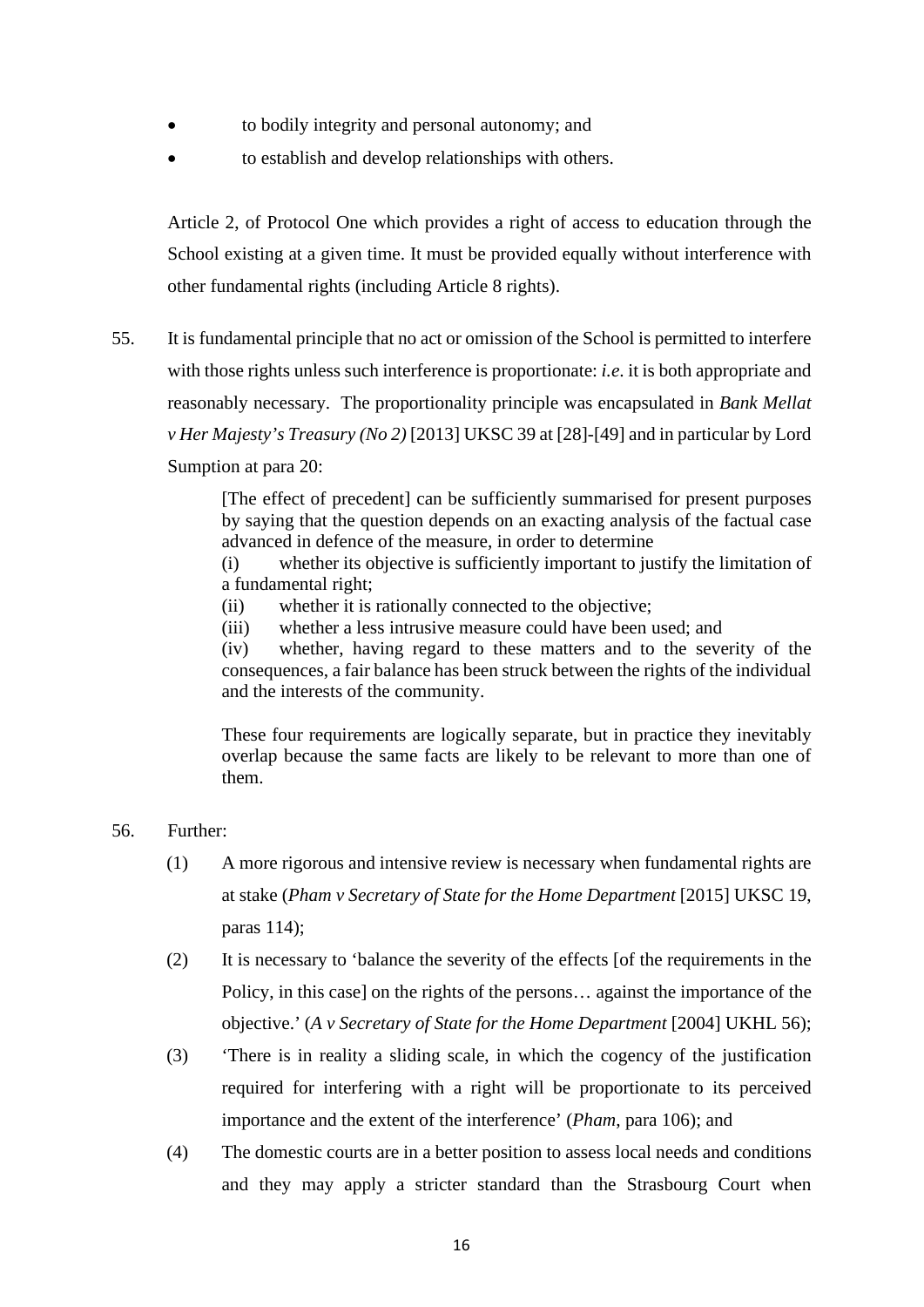- to bodily integrity and personal autonomy; and
- to establish and develop relationships with others.

Article 2, of Protocol One which provides a right of access to education through the School existing at a given time. It must be provided equally without interference with other fundamental rights (including Article 8 rights).

55. It is fundamental principle that no act or omission of the School is permitted to interfere with those rights unless such interference is proportionate: *i.e*. it is both appropriate and reasonably necessary. The proportionality principle was encapsulated in *Bank Mellat v Her Majesty's Treasury (No 2)* [2013] UKSC 39 at [28]-[49] and in particular by Lord Sumption at para 20:

> [The effect of precedent] can be sufficiently summarised for present purposes by saying that the question depends on an exacting analysis of the factual case advanced in defence of the measure, in order to determine
> (i) whether its objective is sufficiently important to justify the limitation of a fundamental right;
> (ii) whether it is rationally connected to the objective;
> (iii) whether a less intrusive measure could have been used; and
> (iv) whether, having regard to these matters and to the severity of the consequences, a fair balance has been struck between the rights of the individual and the interests of the community.
>
> These four requirements are logically separate, but in practice they inevitably overlap because the same facts are likely to be relevant to more than one of them.

56. Further:

(1) A more rigorous and intensive review is necessary when fundamental rights are at stake (*Pham v Secretary of State for the Home Department* [2015] UKSC 19, paras 114);

(2) It is necessary to 'balance the severity of the effects [of the requirements in the Policy, in this case] on the rights of the persons… against the importance of the objective.' (*A v Secretary of State for the Home Department* [2004] UKHL 56);

(3) 'There is in reality a sliding scale, in which the cogency of the justification required for interfering with a right will be proportionate to its perceived importance and the extent of the interference' (*Pham*, para 106); and

(4) The domestic courts are in a better position to assess local needs and conditions and they may apply a stricter standard than the Strasbourg Court when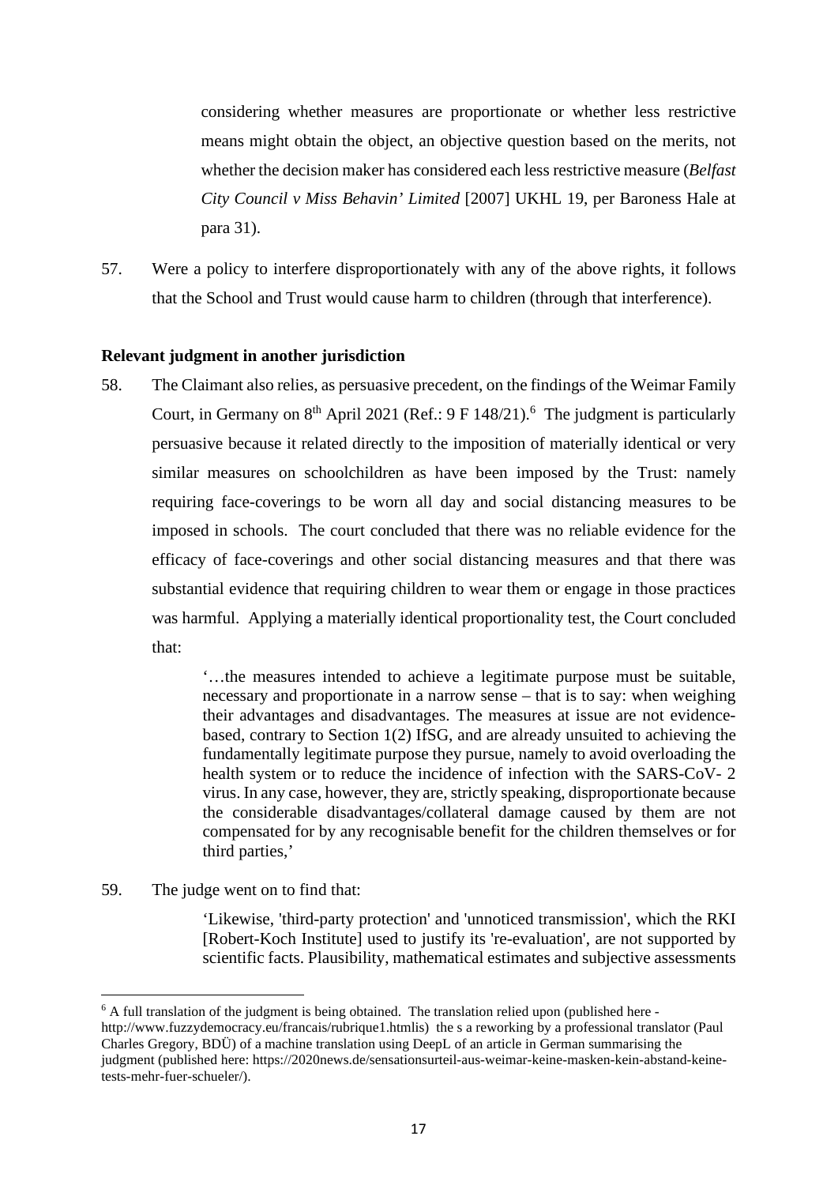considering whether measures are proportionate or whether less restrictive means might obtain the object, an objective question based on the merits, not whether the decision maker has considered each less restrictive measure (*Belfast City Council v Miss Behavin' Limited* [2007] UKHL 19, per Baroness Hale at para 31).

57. Were a policy to interfere disproportionately with any of the above rights, it follows that the School and Trust would cause harm to children (through that interference).

**Relevant judgment in another jurisdiction**

58. The Claimant also relies, as persuasive precedent, on the findings of the Weimar Family Court, in Germany on 8th April 2021 (Ref.: 9 F 148/21).[6] The judgment is particularly persuasive because it related directly to the imposition of materially identical or very similar measures on schoolchildren as have been imposed by the Trust: namely requiring face-coverings to be worn all day and social distancing measures to be imposed in schools. The court concluded that there was no reliable evidence for the efficacy of face-coverings and other social distancing measures and that there was substantial evidence that requiring children to wear them or engage in those practices was harmful. Applying a materially identical proportionality test, the Court concluded that:

> '…the measures intended to achieve a legitimate purpose must be suitable, necessary and proportionate in a narrow sense – that is to say: when weighing their advantages and disadvantages. The measures at issue are not evidence-based, contrary to Section 1(2) IfSG, and are already unsuited to achieving the fundamentally legitimate purpose they pursue, namely to avoid overloading the health system or to reduce the incidence of infection with the SARS-CoV- 2 virus. In any case, however, they are, strictly speaking, disproportionate because the considerable disadvantages/collateral damage caused by them are not compensated for by any recognisable benefit for the children themselves or for third parties,'

59. The judge went on to find that:

> 'Likewise, 'third-party protection' and 'unnoticed transmission', which the RKI [Robert-Koch Institute] used to justify its 're-evaluation', are not supported by scientific facts. Plausibility, mathematical estimates and subjective assessments

[6] A full translation of the judgment is being obtained. The translation relied upon (published here - http://www.fuzzydemocracy.eu/francais/rubrique1.htmlis) the s a reworking by a professional translator (Paul Charles Gregory, BDÜ) of a machine translation using DeepL of an article in German summarising the judgment (published here: https://2020news.de/sensationsurteil-aus-weimar-keine-masken-kein-abstand-keine-tests-mehr-fuer-schueler/).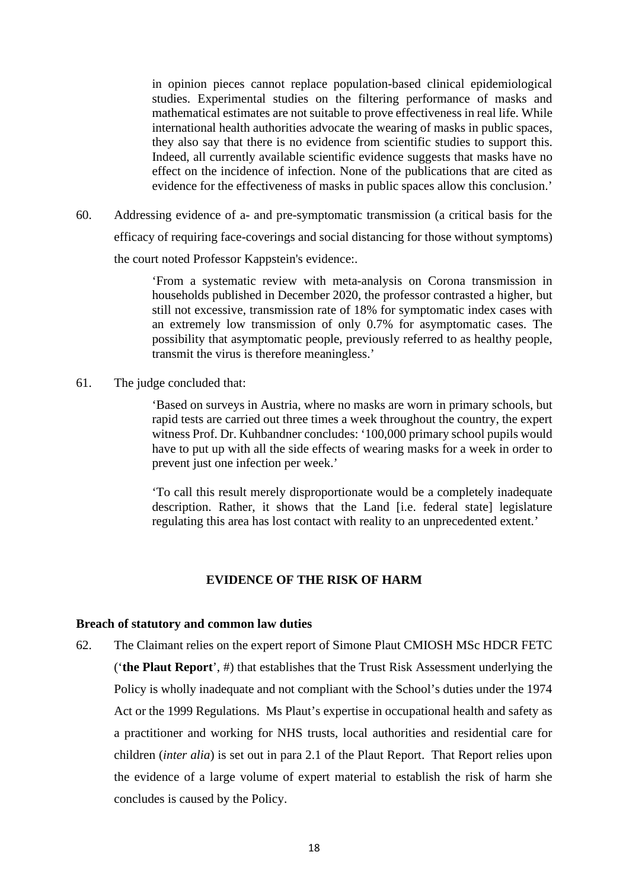> in opinion pieces cannot replace population-based clinical epidemiological studies. Experimental studies on the filtering performance of masks and mathematical estimates are not suitable to prove effectiveness in real life. While international health authorities advocate the wearing of masks in public spaces, they also say that there is no evidence from scientific studies to support this. Indeed, all currently available scientific evidence suggests that masks have no effect on the incidence of infection. None of the publications that are cited as evidence for the effectiveness of masks in public spaces allow this conclusion.'

60. Addressing evidence of a- and pre-symptomatic transmission (a critical basis for the efficacy of requiring face-coverings and social distancing for those without symptoms) the court noted Professor Kappstein's evidence:.

> 'From a systematic review with meta-analysis on Corona transmission in households published in December 2020, the professor contrasted a higher, but still not excessive, transmission rate of 18% for symptomatic index cases with an extremely low transmission of only 0.7% for asymptomatic cases. The possibility that asymptomatic people, previously referred to as healthy people, transmit the virus is therefore meaningless.'

61. The judge concluded that:

> 'Based on surveys in Austria, where no masks are worn in primary schools, but rapid tests are carried out three times a week throughout the country, the expert witness Prof. Dr. Kuhbandner concludes: '100,000 primary school pupils would have to put up with all the side effects of wearing masks for a week in order to prevent just one infection per week.'
>
> 'To call this result merely disproportionate would be a completely inadequate description. Rather, it shows that the Land [i.e. federal state] legislature regulating this area has lost contact with reality to an unprecedented extent.'

## EVIDENCE OF THE RISK OF HARM

### Breach of statutory and common law duties

62. The Claimant relies on the expert report of Simone Plaut CMIOSH MSc HDCR FETC ('**the Plaut Report**', #) that establishes that the Trust Risk Assessment underlying the Policy is wholly inadequate and not compliant with the School's duties under the 1974 Act or the 1999 Regulations. Ms Plaut's expertise in occupational health and safety as a practitioner and working for NHS trusts, local authorities and residential care for children (*inter alia*) is set out in para 2.1 of the Plaut Report. That Report relies upon the evidence of a large volume of expert material to establish the risk of harm she concludes is caused by the Policy.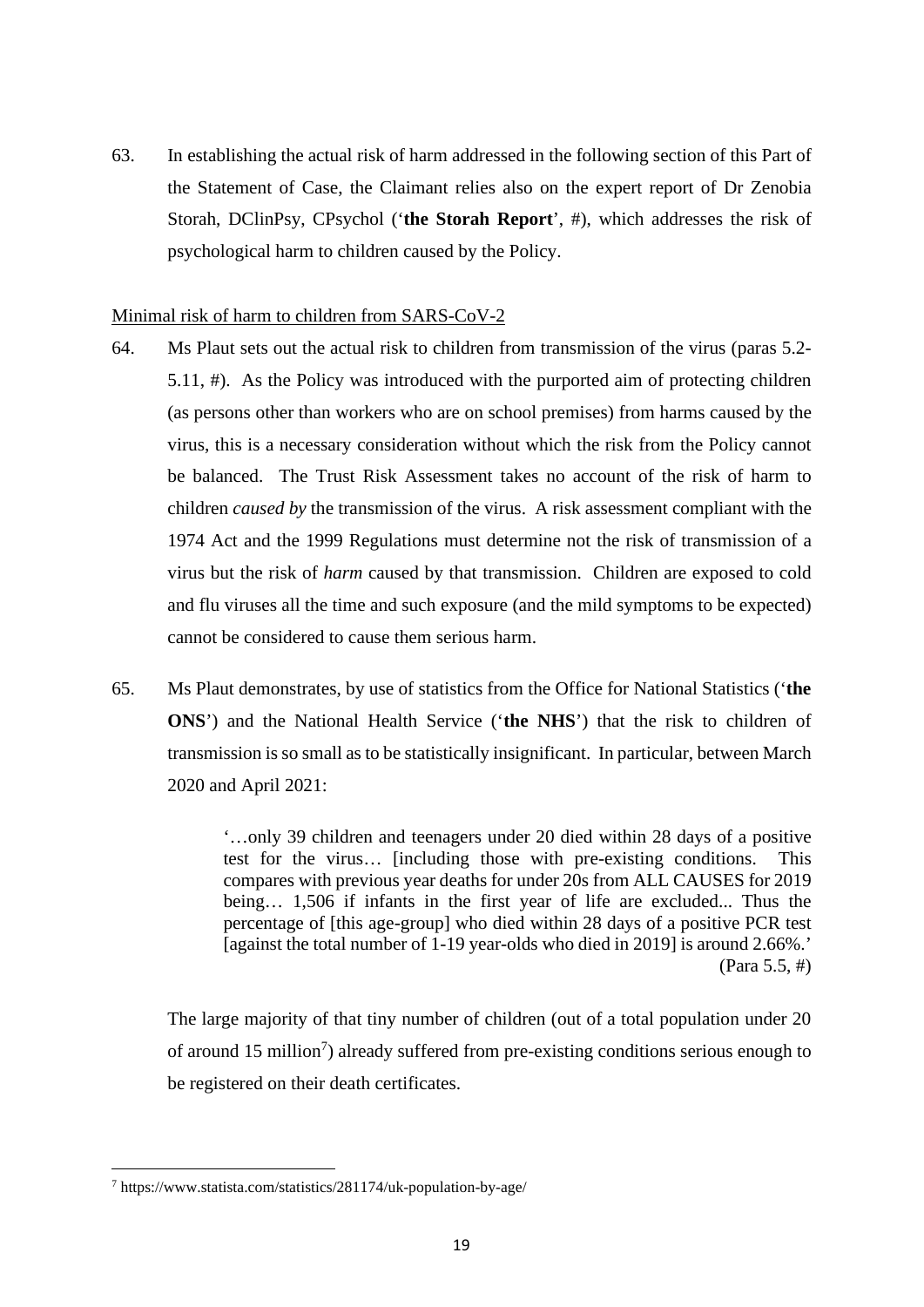63. In establishing the actual risk of harm addressed in the following section of this Part of the Statement of Case, the Claimant relies also on the expert report of Dr Zenobia Storah, DClinPsy, CPsychol ('**the Storah Report**', #), which addresses the risk of psychological harm to children caused by the Policy.

<u>Minimal risk of harm to children from SARS-CoV-2</u>

64. Ms Plaut sets out the actual risk to children from transmission of the virus (paras 5.2-5.11, #). As the Policy was introduced with the purported aim of protecting children (as persons other than workers who are on school premises) from harms caused by the virus, this is a necessary consideration without which the risk from the Policy cannot be balanced. The Trust Risk Assessment takes no account of the risk of harm to children *caused by* the transmission of the virus. A risk assessment compliant with the 1974 Act and the 1999 Regulations must determine not the risk of transmission of a virus but the risk of *harm* caused by that transmission. Children are exposed to cold and flu viruses all the time and such exposure (and the mild symptoms to be expected) cannot be considered to cause them serious harm.

65. Ms Plaut demonstrates, by use of statistics from the Office for National Statistics ('**the ONS**') and the National Health Service ('**the NHS**') that the risk to children of transmission is so small as to be statistically insignificant. In particular, between March 2020 and April 2021:

> '…only 39 children and teenagers under 20 died within 28 days of a positive test for the virus… [including those with pre-existing conditions. This compares with previous year deaths for under 20s from ALL CAUSES for 2019 being… 1,506 if infants in the first year of life are excluded... Thus the percentage of [this age-group] who died within 28 days of a positive PCR test [against the total number of 1-19 year-olds who died in 2019] is around 2.66%.' (Para 5.5, #)

The large majority of that tiny number of children (out of a total population under 20 of around 15 million[7]) already suffered from pre-existing conditions serious enough to be registered on their death certificates.

[7] https://www.statista.com/statistics/281174/uk-population-by-age/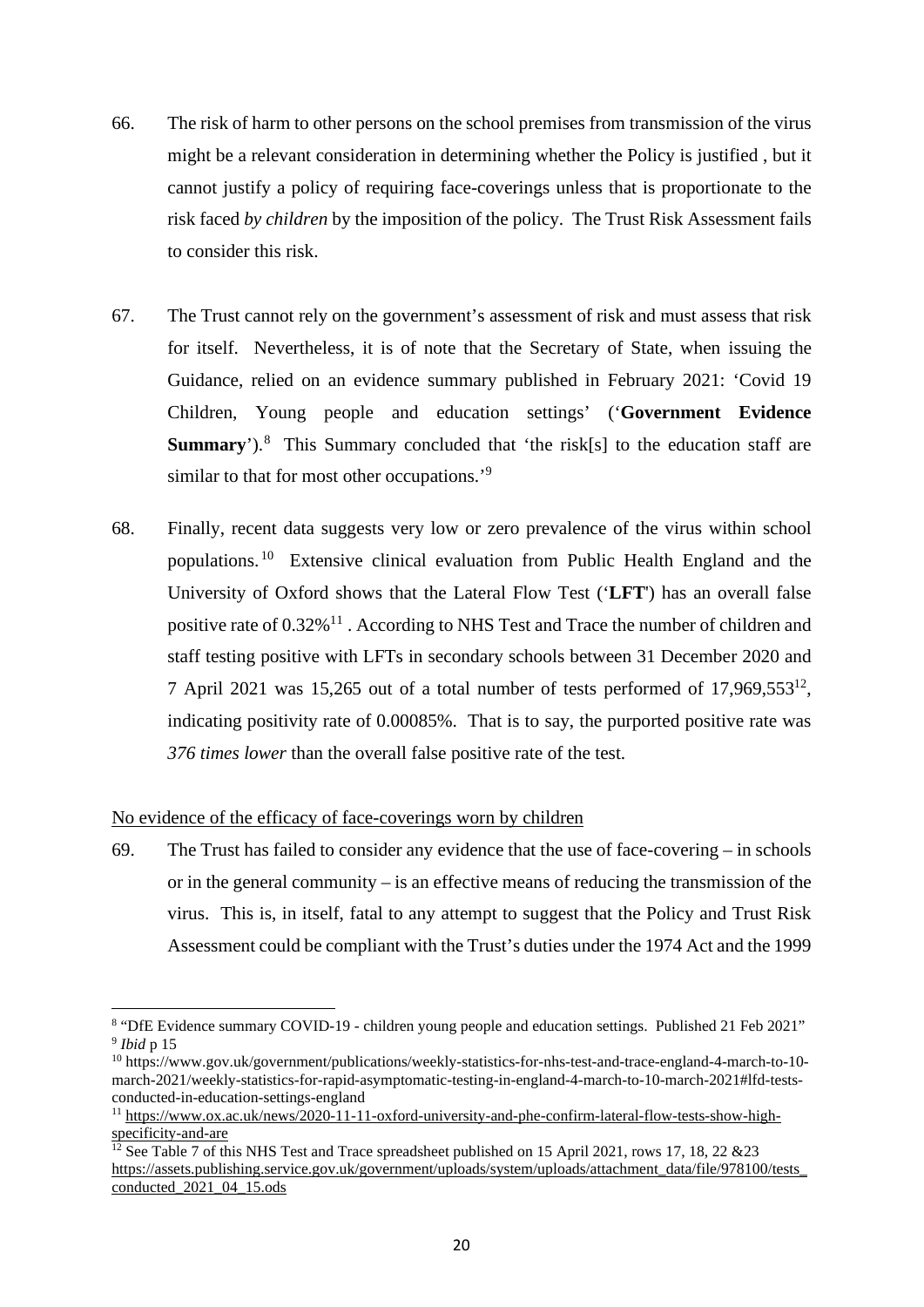66. The risk of harm to other persons on the school premises from transmission of the virus might be a relevant consideration in determining whether the Policy is justified , but it cannot justify a policy of requiring face-coverings unless that is proportionate to the risk faced *by children* by the imposition of the policy. The Trust Risk Assessment fails to consider this risk.

67. The Trust cannot rely on the government's assessment of risk and must assess that risk for itself. Nevertheless, it is of note that the Secretary of State, when issuing the Guidance, relied on an evidence summary published in February 2021: 'Covid 19 Children, Young people and education settings' ('**Government Evidence Summary**').[8] This Summary concluded that 'the risk[s] to the education staff are similar to that for most other occupations.'[9]

68. Finally, recent data suggests very low or zero prevalence of the virus within school populations.[10] Extensive clinical evaluation from Public Health England and the University of Oxford shows that the Lateral Flow Test ('**LFT**') has an overall false positive rate of 0.32%[11] . According to NHS Test and Trace the number of children and staff testing positive with LFTs in secondary schools between 31 December 2020 and 7 April 2021 was 15,265 out of a total number of tests performed of 17,969,553[12], indicating positivity rate of 0.00085%. That is to say, the purported positive rate was *376 times lower* than the overall false positive rate of the test.

No evidence of the efficacy of face-coverings worn by children

69. The Trust has failed to consider any evidence that the use of face-covering – in schools or in the general community – is an effective means of reducing the transmission of the virus. This is, in itself, fatal to any attempt to suggest that the Policy and Trust Risk Assessment could be compliant with the Trust's duties under the 1974 Act and the 1999

---

[8] "DfE Evidence summary COVID-19 - children young people and education settings. Published 21 Feb 2021"

[9] *Ibid* p 15

[10] https://www.gov.uk/government/publications/weekly-statistics-for-nhs-test-and-trace-england-4-march-to-10-march-2021/weekly-statistics-for-rapid-asymptomatic-testing-in-england-4-march-to-10-march-2021#lfd-tests-conducted-in-education-settings-england

[11] https://www.ox.ac.uk/news/2020-11-11-oxford-university-and-phe-confirm-lateral-flow-tests-show-high-specificity-and-are

[12] See Table 7 of this NHS Test and Trace spreadsheet published on 15 April 2021, rows 17, 18, 22 &23 https://assets.publishing.service.gov.uk/government/uploads/system/uploads/attachment_data/file/978100/tests_conducted_2021_04_15.ods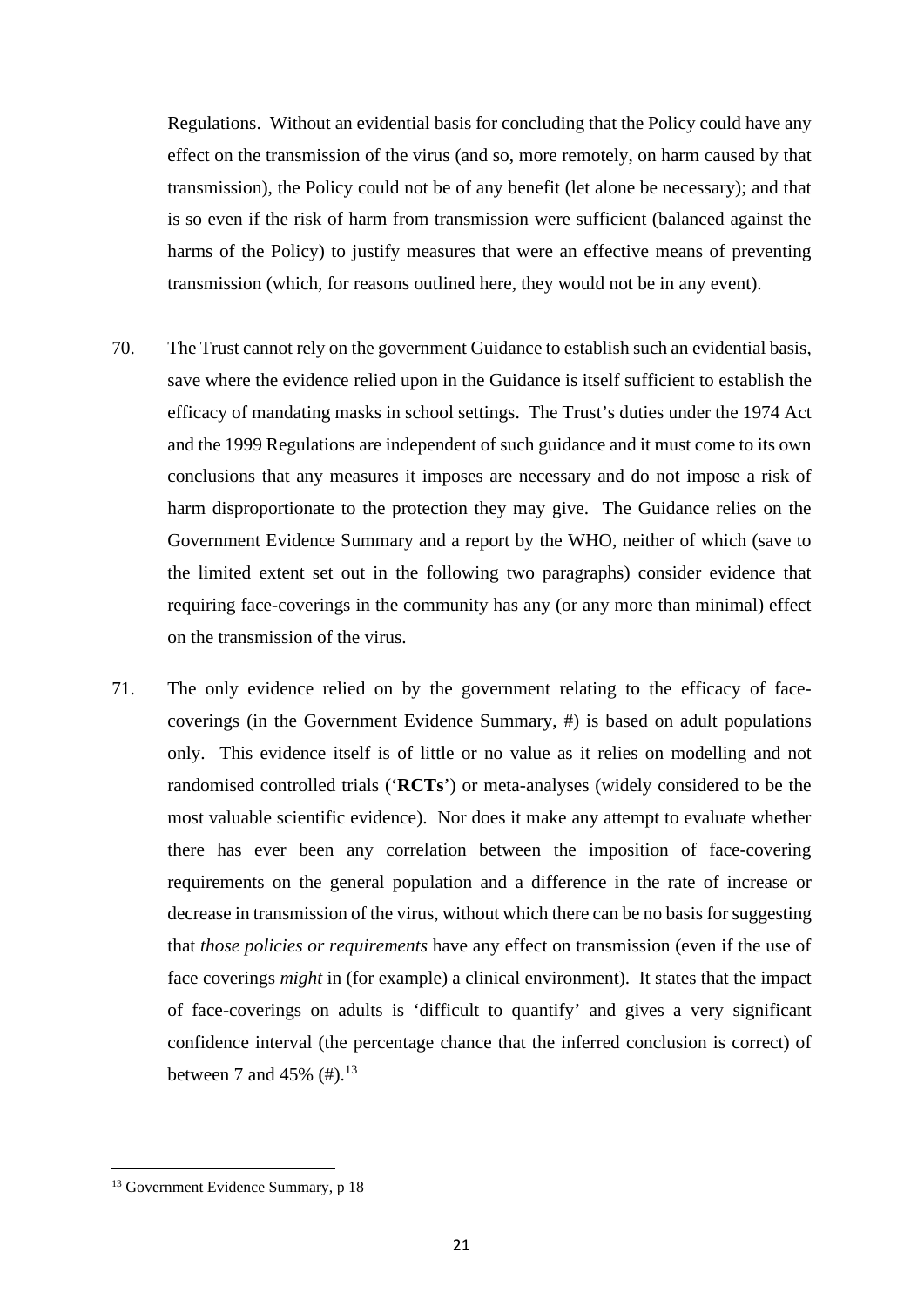Regulations. Without an evidential basis for concluding that the Policy could have any effect on the transmission of the virus (and so, more remotely, on harm caused by that transmission), the Policy could not be of any benefit (let alone be necessary); and that is so even if the risk of harm from transmission were sufficient (balanced against the harms of the Policy) to justify measures that were an effective means of preventing transmission (which, for reasons outlined here, they would not be in any event).

70. The Trust cannot rely on the government Guidance to establish such an evidential basis, save where the evidence relied upon in the Guidance is itself sufficient to establish the efficacy of mandating masks in school settings. The Trust's duties under the 1974 Act and the 1999 Regulations are independent of such guidance and it must come to its own conclusions that any measures it imposes are necessary and do not impose a risk of harm disproportionate to the protection they may give. The Guidance relies on the Government Evidence Summary and a report by the WHO, neither of which (save to the limited extent set out in the following two paragraphs) consider evidence that requiring face-coverings in the community has any (or any more than minimal) effect on the transmission of the virus.

71. The only evidence relied on by the government relating to the efficacy of face-coverings (in the Government Evidence Summary, #) is based on adult populations only. This evidence itself is of little or no value as it relies on modelling and not randomised controlled trials ('**RCTs**') or meta-analyses (widely considered to be the most valuable scientific evidence). Nor does it make any attempt to evaluate whether there has ever been any correlation between the imposition of face-covering requirements on the general population and a difference in the rate of increase or decrease in transmission of the virus, without which there can be no basis for suggesting that *those policies or requirements* have any effect on transmission (even if the use of face coverings *might* in (for example) a clinical environment). It states that the impact of face-coverings on adults is 'difficult to quantify' and gives a very significant confidence interval (the percentage chance that the inferred conclusion is correct) of between 7 and 45% (#).[13]

[13] Government Evidence Summary, p 18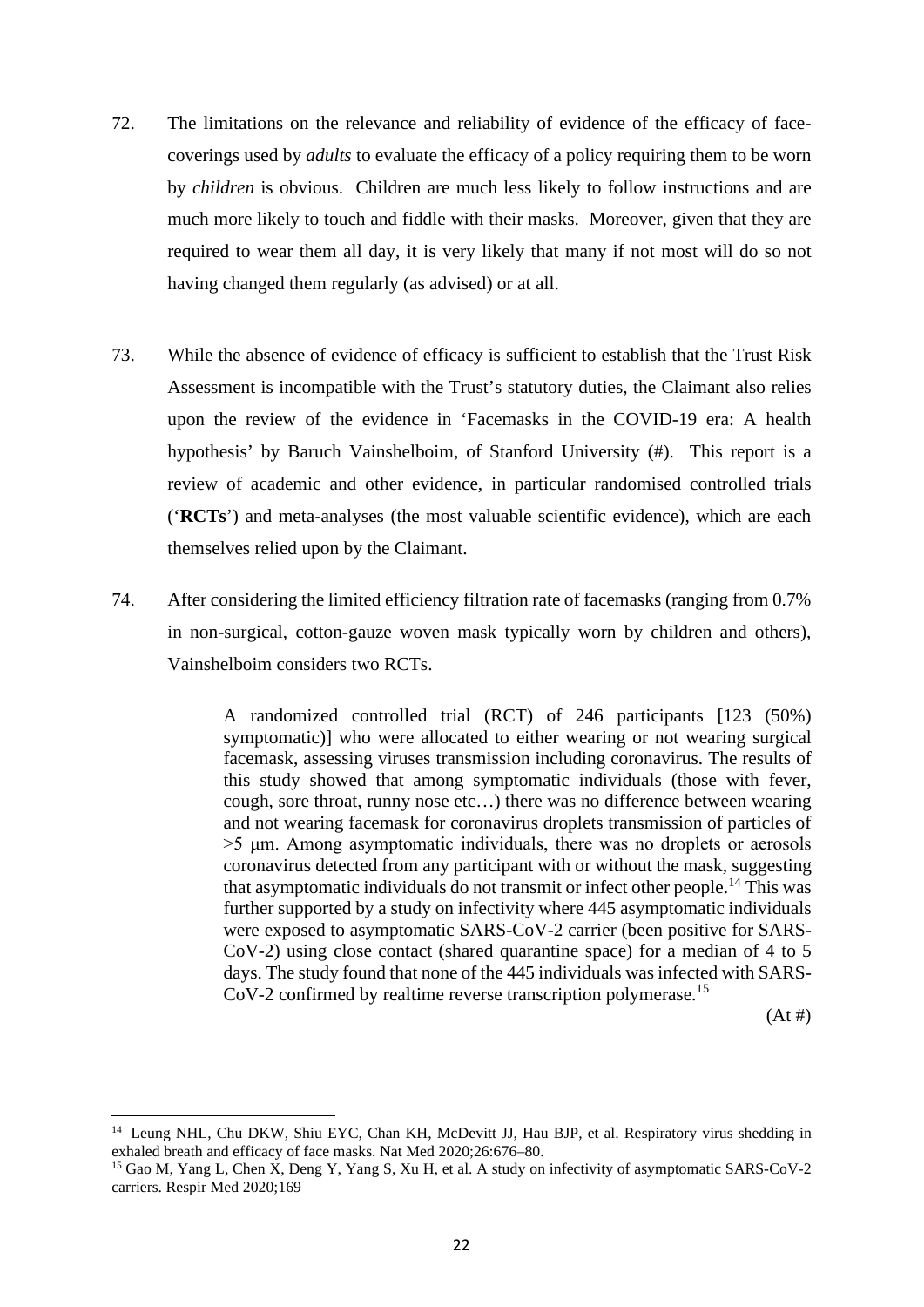72. The limitations on the relevance and reliability of evidence of the efficacy of face-coverings used by *adults* to evaluate the efficacy of a policy requiring them to be worn by *children* is obvious. Children are much less likely to follow instructions and are much more likely to touch and fiddle with their masks. Moreover, given that they are required to wear them all day, it is very likely that many if not most will do so not having changed them regularly (as advised) or at all.

73. While the absence of evidence of efficacy is sufficient to establish that the Trust Risk Assessment is incompatible with the Trust's statutory duties, the Claimant also relies upon the review of the evidence in 'Facemasks in the COVID-19 era: A health hypothesis' by Baruch Vainshelboim, of Stanford University (#). This report is a review of academic and other evidence, in particular randomised controlled trials ('**RCTs**') and meta-analyses (the most valuable scientific evidence), which are each themselves relied upon by the Claimant.

74. After considering the limited efficiency filtration rate of facemasks (ranging from 0.7% in non-surgical, cotton-gauze woven mask typically worn by children and others), Vainshelboim considers two RCTs.

> A randomized controlled trial (RCT) of 246 participants [123 (50%) symptomatic)] who were allocated to either wearing or not wearing surgical facemask, assessing viruses transmission including coronavirus. The results of this study showed that among symptomatic individuals (those with fever, cough, sore throat, runny nose etc…) there was no difference between wearing and not wearing facemask for coronavirus droplets transmission of particles of >5 μm. Among asymptomatic individuals, there was no droplets or aerosols coronavirus detected from any participant with or without the mask, suggesting that asymptomatic individuals do not transmit or infect other people.[14] This was further supported by a study on infectivity where 445 asymptomatic individuals were exposed to asymptomatic SARS-CoV-2 carrier (been positive for SARS-CoV-2) using close contact (shared quarantine space) for a median of 4 to 5 days. The study found that none of the 445 individuals was infected with SARS-CoV-2 confirmed by realtime reverse transcription polymerase.[15]
>
> (At #)

[14] Leung NHL, Chu DKW, Shiu EYC, Chan KH, McDevitt JJ, Hau BJP, et al. Respiratory virus shedding in exhaled breath and efficacy of face masks. Nat Med 2020;26:676–80.

[15] Gao M, Yang L, Chen X, Deng Y, Yang S, Xu H, et al. A study on infectivity of asymptomatic SARS-CoV-2 carriers. Respir Med 2020;169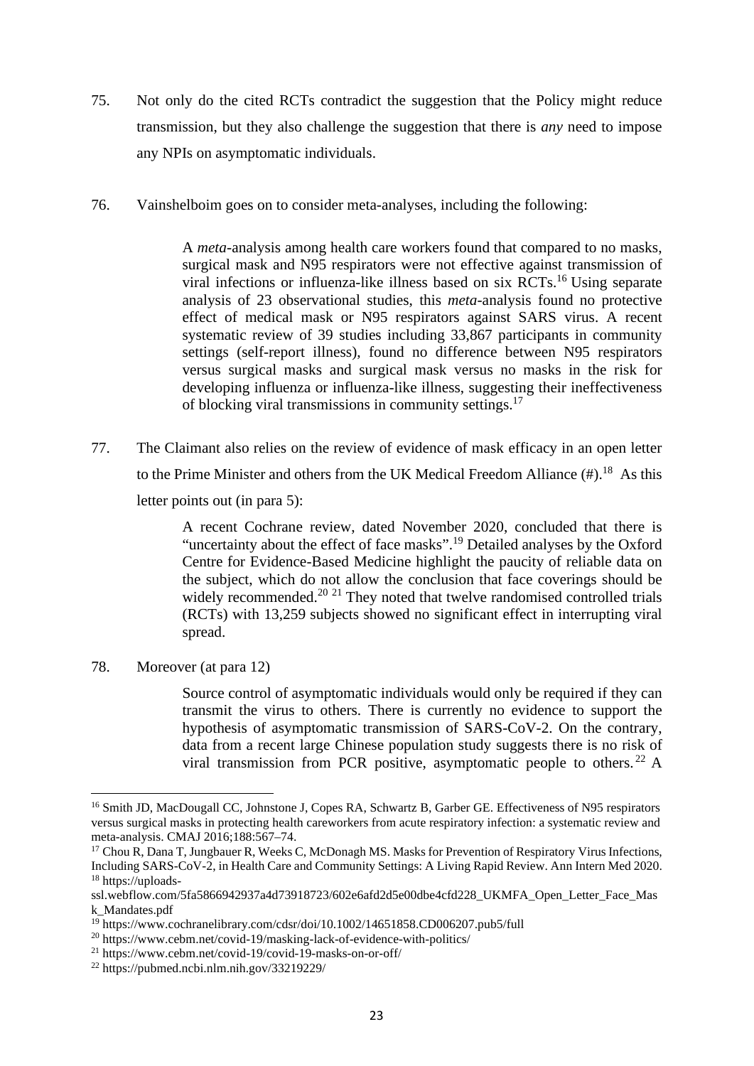75. Not only do the cited RCTs contradict the suggestion that the Policy might reduce transmission, but they also challenge the suggestion that there is *any* need to impose any NPIs on asymptomatic individuals.

76. Vainshelboim goes on to consider meta-analyses, including the following:

> A *meta*-analysis among health care workers found that compared to no masks, surgical mask and N95 respirators were not effective against transmission of viral infections or influenza-like illness based on six RCTs.[16] Using separate analysis of 23 observational studies, this *meta*-analysis found no protective effect of medical mask or N95 respirators against SARS virus. A recent systematic review of 39 studies including 33,867 participants in community settings (self-report illness), found no difference between N95 respirators versus surgical masks and surgical mask versus no masks in the risk for developing influenza or influenza-like illness, suggesting their ineffectiveness of blocking viral transmissions in community settings.[17]

77. The Claimant also relies on the review of evidence of mask efficacy in an open letter to the Prime Minister and others from the UK Medical Freedom Alliance (#).[18] As this letter points out (in para 5):

> A recent Cochrane review, dated November 2020, concluded that there is "uncertainty about the effect of face masks".[19] Detailed analyses by the Oxford Centre for Evidence-Based Medicine highlight the paucity of reliable data on the subject, which do not allow the conclusion that face coverings should be widely recommended.[20] [21] They noted that twelve randomised controlled trials (RCTs) with 13,259 subjects showed no significant effect in interrupting viral spread.

78. Moreover (at para 12)

> Source control of asymptomatic individuals would only be required if they can transmit the virus to others. There is currently no evidence to support the hypothesis of asymptomatic transmission of SARS-CoV-2. On the contrary, data from a recent large Chinese population study suggests there is no risk of viral transmission from PCR positive, asymptomatic people to others.[22] A

---

[16] Smith JD, MacDougall CC, Johnstone J, Copes RA, Schwartz B, Garber GE. Effectiveness of N95 respirators versus surgical masks in protecting health careworkers from acute respiratory infection: a systematic review and meta-analysis. CMAJ 2016;188:567–74.

[17] Chou R, Dana T, Jungbauer R, Weeks C, McDonagh MS. Masks for Prevention of Respiratory Virus Infections, Including SARS-CoV-2, in Health Care and Community Settings: A Living Rapid Review. Ann Intern Med 2020.

[18] https://uploads-ssl.webflow.com/5fa5866942937a4d73918723/602e6afd2d5e00dbe4cfd228_UKMFA_Open_Letter_Face_Mask_Mandates.pdf

[19] https://www.cochranelibrary.com/cdsr/doi/10.1002/14651858.CD006207.pub5/full

[20] https://www.cebm.net/covid-19/masking-lack-of-evidence-with-politics/

[21] https://www.cebm.net/covid-19/covid-19-masks-on-or-off/

[22] https://pubmed.ncbi.nlm.nih.gov/33219229/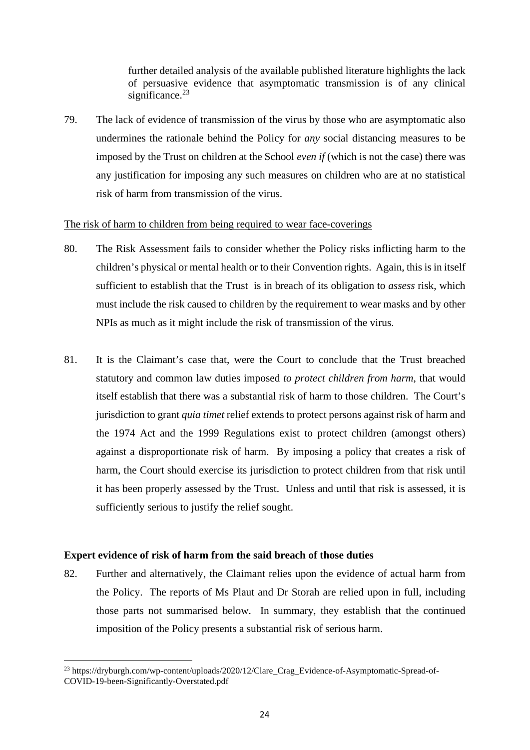> further detailed analysis of the available published literature highlights the lack of persuasive evidence that asymptomatic transmission is of any clinical significance.[23]

79. The lack of evidence of transmission of the virus by those who are asymptomatic also undermines the rationale behind the Policy for *any* social distancing measures to be imposed by the Trust on children at the School *even if* (which is not the case) there was any justification for imposing any such measures on children who are at no statistical risk of harm from transmission of the virus.

<u>The risk of harm to children from being required to wear face-coverings</u>

80. The Risk Assessment fails to consider whether the Policy risks inflicting harm to the children's physical or mental health or to their Convention rights. Again, this is in itself sufficient to establish that the Trust is in breach of its obligation to *assess* risk, which must include the risk caused to children by the requirement to wear masks and by other NPIs as much as it might include the risk of transmission of the virus.

81. It is the Claimant's case that, were the Court to conclude that the Trust breached statutory and common law duties imposed *to protect children from harm*, that would itself establish that there was a substantial risk of harm to those children. The Court's jurisdiction to grant *quia timet* relief extends to protect persons against risk of harm and the 1974 Act and the 1999 Regulations exist to protect children (amongst others) against a disproportionate risk of harm. By imposing a policy that creates a risk of harm, the Court should exercise its jurisdiction to protect children from that risk until it has been properly assessed by the Trust. Unless and until that risk is assessed, it is sufficiently serious to justify the relief sought.

**Expert evidence of risk of harm from the said breach of those duties**

82. Further and alternatively, the Claimant relies upon the evidence of actual harm from the Policy. The reports of Ms Plaut and Dr Storah are relied upon in full, including those parts not summarised below. In summary, they establish that the continued imposition of the Policy presents a substantial risk of serious harm.

---

[23] https://dryburgh.com/wp-content/uploads/2020/12/Clare_Crag_Evidence-of-Asymptomatic-Spread-of-COVID-19-been-Significantly-Overstated.pdf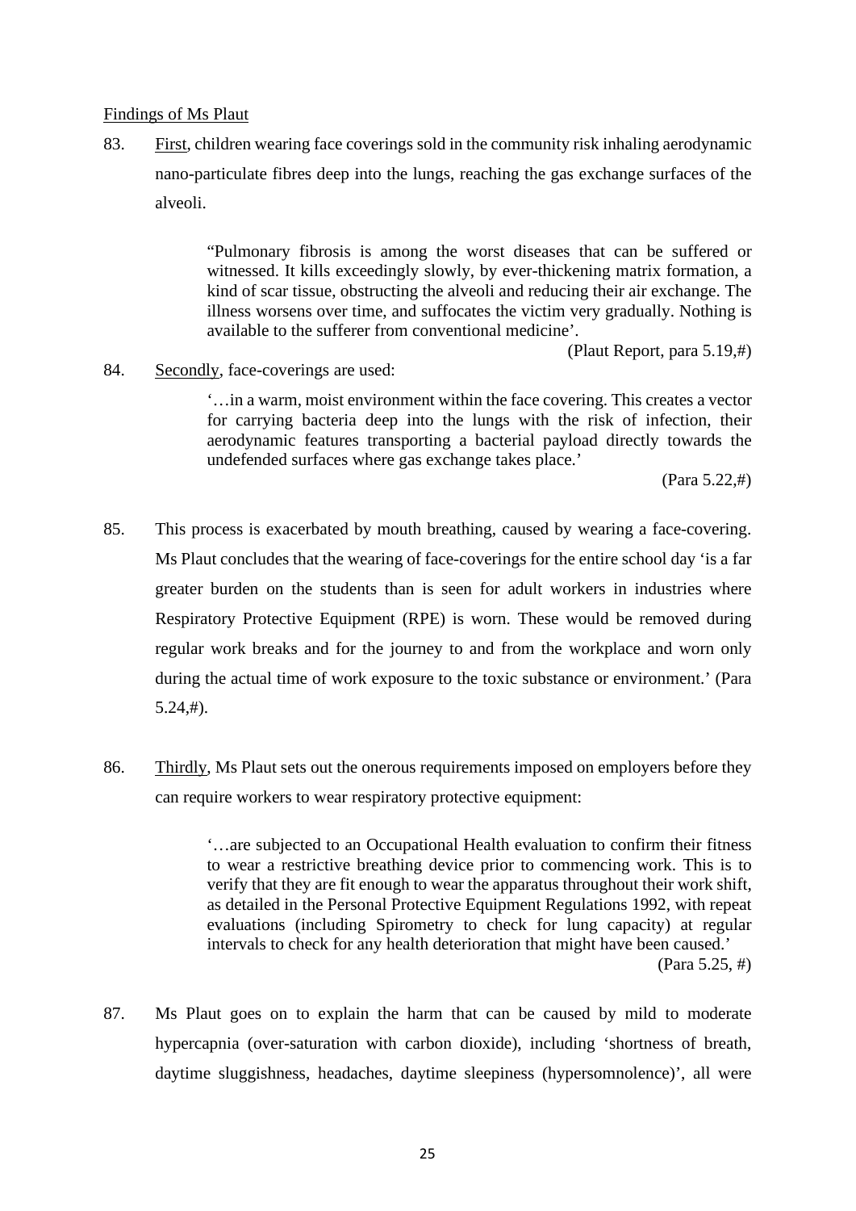Findings of Ms Plaut

83. First, children wearing face coverings sold in the community risk inhaling aerodynamic nano-particulate fibres deep into the lungs, reaching the gas exchange surfaces of the alveoli.

> "Pulmonary fibrosis is among the worst diseases that can be suffered or witnessed. It kills exceedingly slowly, by ever-thickening matrix formation, a kind of scar tissue, obstructing the alveoli and reducing their air exchange. The illness worsens over time, and suffocates the victim very gradually. Nothing is available to the sufferer from conventional medicine'.
>
> (Plaut Report, para 5.19,#)

84. Secondly, face-coverings are used:

> '…in a warm, moist environment within the face covering. This creates a vector for carrying bacteria deep into the lungs with the risk of infection, their aerodynamic features transporting a bacterial payload directly towards the undefended surfaces where gas exchange takes place.'
>
> (Para 5.22,#)

85. This process is exacerbated by mouth breathing, caused by wearing a face-covering. Ms Plaut concludes that the wearing of face-coverings for the entire school day 'is a far greater burden on the students than is seen for adult workers in industries where Respiratory Protective Equipment (RPE) is worn. These would be removed during regular work breaks and for the journey to and from the workplace and worn only during the actual time of work exposure to the toxic substance or environment.' (Para 5.24,#).

86. Thirdly, Ms Plaut sets out the onerous requirements imposed on employers before they can require workers to wear respiratory protective equipment:

> '…are subjected to an Occupational Health evaluation to confirm their fitness to wear a restrictive breathing device prior to commencing work. This is to verify that they are fit enough to wear the apparatus throughout their work shift, as detailed in the Personal Protective Equipment Regulations 1992, with repeat evaluations (including Spirometry to check for lung capacity) at regular intervals to check for any health deterioration that might have been caused.'
>
> (Para 5.25, #)

87. Ms Plaut goes on to explain the harm that can be caused by mild to moderate hypercapnia (over-saturation with carbon dioxide), including 'shortness of breath, daytime sluggishness, headaches, daytime sleepiness (hypersomnolence)', all were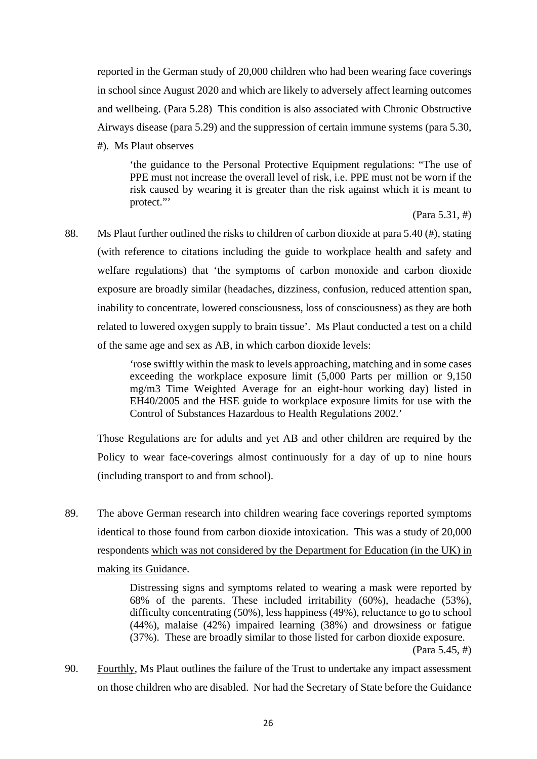reported in the German study of 20,000 children who had been wearing face coverings in school since August 2020 and which are likely to adversely affect learning outcomes and wellbeing. (Para 5.28) This condition is also associated with Chronic Obstructive Airways disease (para 5.29) and the suppression of certain immune systems (para 5.30, #). Ms Plaut observes

> 'the guidance to the Personal Protective Equipment regulations: "The use of PPE must not increase the overall level of risk, i.e. PPE must not be worn if the risk caused by wearing it is greater than the risk against which it is meant to protect."'
>
> (Para 5.31, #)

88. Ms Plaut further outlined the risks to children of carbon dioxide at para 5.40 (#), stating (with reference to citations including the guide to workplace health and safety and welfare regulations) that 'the symptoms of carbon monoxide and carbon dioxide exposure are broadly similar (headaches, dizziness, confusion, reduced attention span, inability to concentrate, lowered consciousness, loss of consciousness) as they are both related to lowered oxygen supply to brain tissue'. Ms Plaut conducted a test on a child of the same age and sex as AB, in which carbon dioxide levels:

> 'rose swiftly within the mask to levels approaching, matching and in some cases exceeding the workplace exposure limit (5,000 Parts per million or 9,150 mg/m3 Time Weighted Average for an eight-hour working day) listed in EH40/2005 and the HSE guide to workplace exposure limits for use with the Control of Substances Hazardous to Health Regulations 2002.'

Those Regulations are for adults and yet AB and other children are required by the Policy to wear face-coverings almost continuously for a day of up to nine hours (including transport to and from school).

89. The above German research into children wearing face coverings reported symptoms identical to those found from carbon dioxide intoxication. This was a study of 20,000 respondents <u>which was not considered by the Department for Education (in the UK) in making its Guidance</u>.

> Distressing signs and symptoms related to wearing a mask were reported by 68% of the parents. These included irritability (60%), headache (53%), difficulty concentrating (50%), less happiness (49%), reluctance to go to school (44%), malaise (42%) impaired learning (38%) and drowsiness or fatigue (37%). These are broadly similar to those listed for carbon dioxide exposure.
>
> (Para 5.45, #)

90. <u>Fourthly</u>, Ms Plaut outlines the failure of the Trust to undertake any impact assessment on those children who are disabled. Nor had the Secretary of State before the Guidance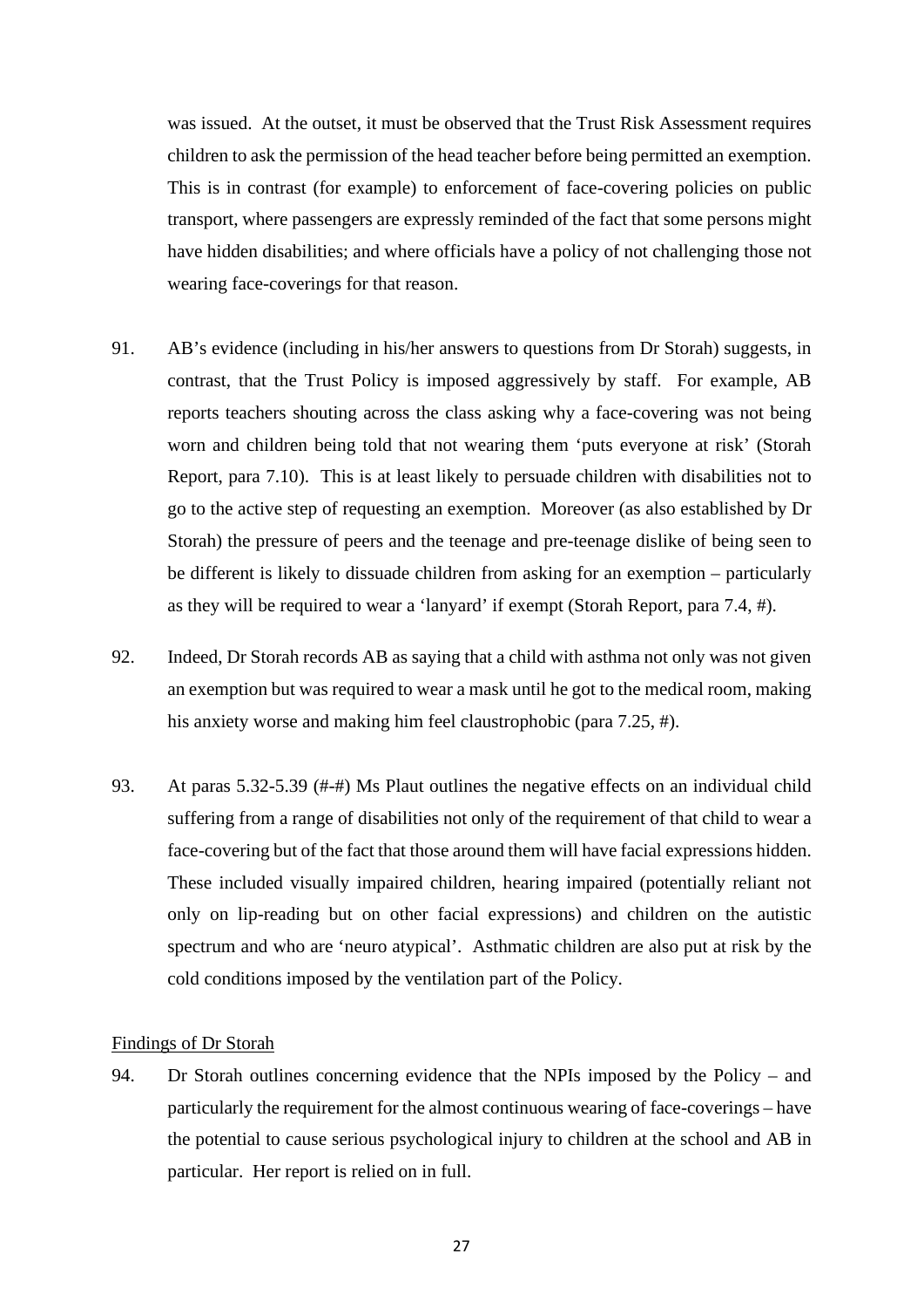was issued. At the outset, it must be observed that the Trust Risk Assessment requires children to ask the permission of the head teacher before being permitted an exemption. This is in contrast (for example) to enforcement of face-covering policies on public transport, where passengers are expressly reminded of the fact that some persons might have hidden disabilities; and where officials have a policy of not challenging those not wearing face-coverings for that reason.

91. AB's evidence (including in his/her answers to questions from Dr Storah) suggests, in contrast, that the Trust Policy is imposed aggressively by staff. For example, AB reports teachers shouting across the class asking why a face-covering was not being worn and children being told that not wearing them 'puts everyone at risk' (Storah Report, para 7.10). This is at least likely to persuade children with disabilities not to go to the active step of requesting an exemption. Moreover (as also established by Dr Storah) the pressure of peers and the teenage and pre-teenage dislike of being seen to be different is likely to dissuade children from asking for an exemption – particularly as they will be required to wear a 'lanyard' if exempt (Storah Report, para 7.4, #).

92. Indeed, Dr Storah records AB as saying that a child with asthma not only was not given an exemption but was required to wear a mask until he got to the medical room, making his anxiety worse and making him feel claustrophobic (para 7.25, #).

93. At paras 5.32-5.39 (#-#) Ms Plaut outlines the negative effects on an individual child suffering from a range of disabilities not only of the requirement of that child to wear a face-covering but of the fact that those around them will have facial expressions hidden. These included visually impaired children, hearing impaired (potentially reliant not only on lip-reading but on other facial expressions) and children on the autistic spectrum and who are 'neuro atypical'. Asthmatic children are also put at risk by the cold conditions imposed by the ventilation part of the Policy.

<u>Findings of Dr Storah</u>

94. Dr Storah outlines concerning evidence that the NPIs imposed by the Policy – and particularly the requirement for the almost continuous wearing of face-coverings – have the potential to cause serious psychological injury to children at the school and AB in particular. Her report is relied on in full.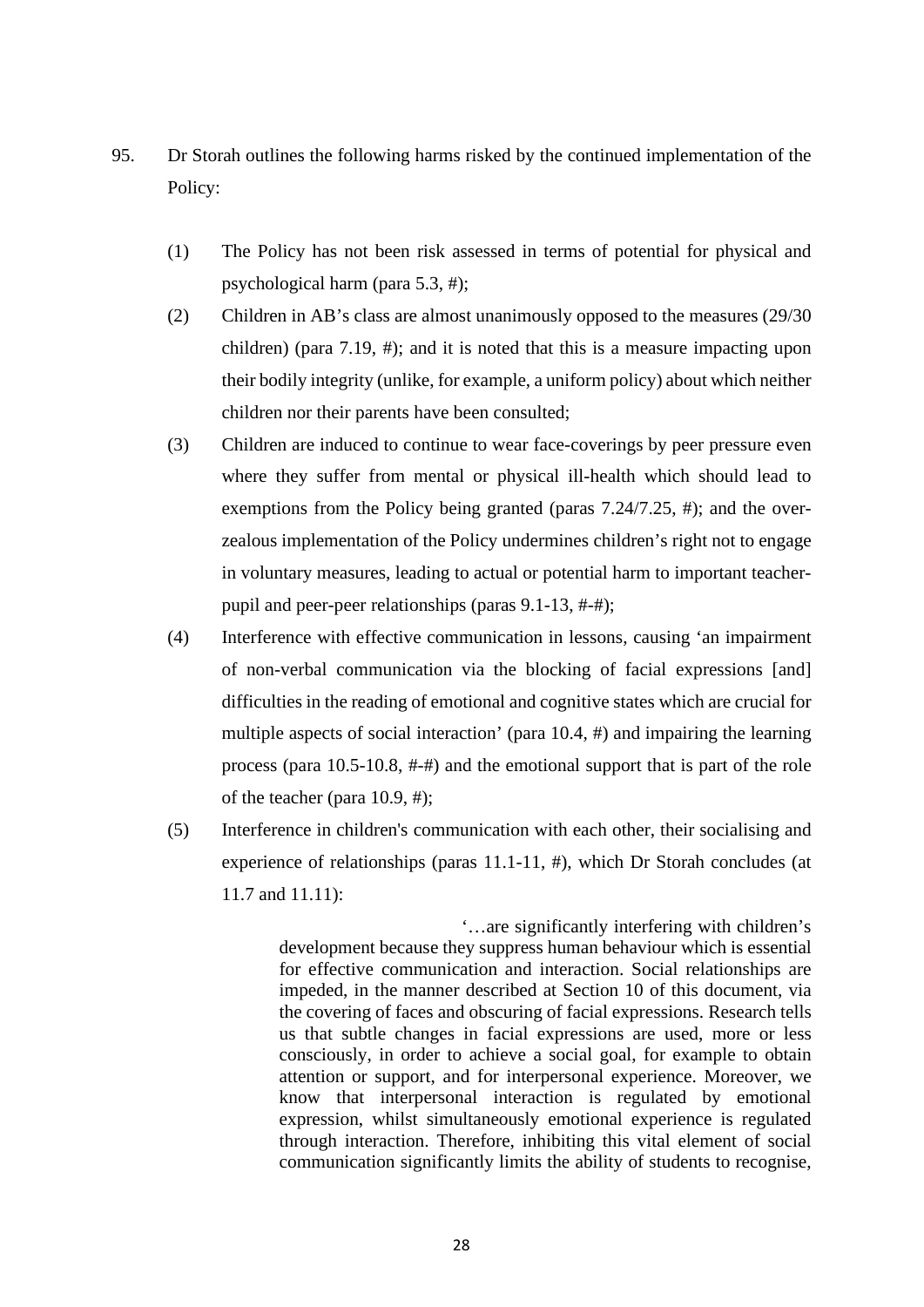95. Dr Storah outlines the following harms risked by the continued implementation of the Policy:

    (1) The Policy has not been risk assessed in terms of potential for physical and psychological harm (para 5.3, #);

    (2) Children in AB's class are almost unanimously opposed to the measures (29/30 children) (para 7.19, #); and it is noted that this is a measure impacting upon their bodily integrity (unlike, for example, a uniform policy) about which neither children nor their parents have been consulted;

    (3) Children are induced to continue to wear face-coverings by peer pressure even where they suffer from mental or physical ill-health which should lead to exemptions from the Policy being granted (paras 7.24/7.25, #); and the over-zealous implementation of the Policy undermines children's right not to engage in voluntary measures, leading to actual or potential harm to important teacher-pupil and peer-peer relationships (paras 9.1-13, #-#);

    (4) Interference with effective communication in lessons, causing 'an impairment of non-verbal communication via the blocking of facial expressions [and] difficulties in the reading of emotional and cognitive states which are crucial for multiple aspects of social interaction' (para 10.4, #) and impairing the learning process (para 10.5-10.8, #-#) and the emotional support that is part of the role of the teacher (para 10.9, #);

    (5) Interference in children's communication with each other, their socialising and experience of relationships (paras 11.1-11, #), which Dr Storah concludes (at 11.7 and 11.11):

    > '…are significantly interfering with children's development because they suppress human behaviour which is essential for effective communication and interaction. Social relationships are impeded, in the manner described at Section 10 of this document, via the covering of faces and obscuring of facial expressions. Research tells us that subtle changes in facial expressions are used, more or less consciously, in order to achieve a social goal, for example to obtain attention or support, and for interpersonal experience. Moreover, we know that interpersonal interaction is regulated by emotional expression, whilst simultaneously emotional experience is regulated through interaction. Therefore, inhibiting this vital element of social communication significantly limits the ability of students to recognise,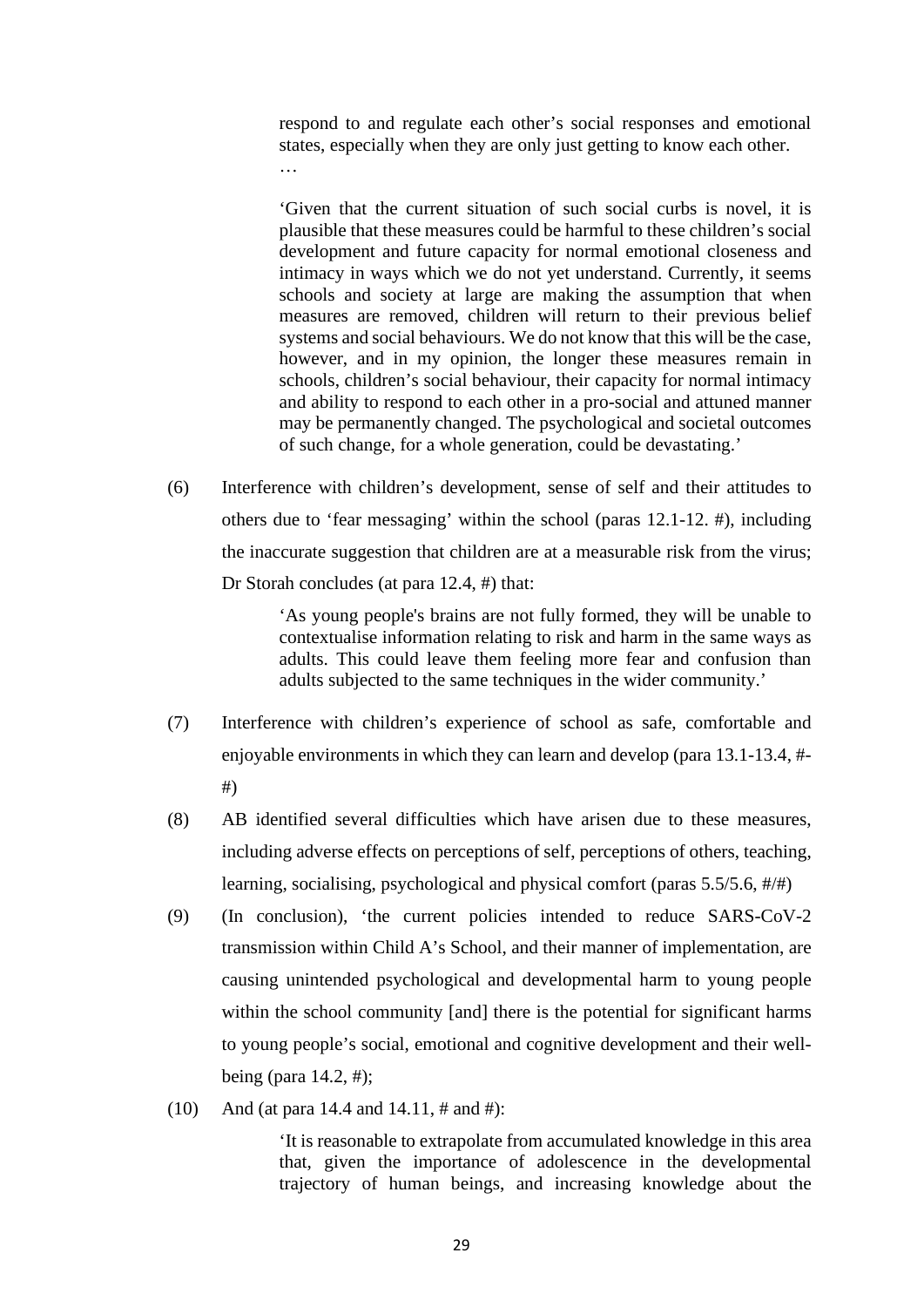> respond to and regulate each other's social responses and emotional states, especially when they are only just getting to know each other.
> …
>
> 'Given that the current situation of such social curbs is novel, it is plausible that these measures could be harmful to these children's social development and future capacity for normal emotional closeness and intimacy in ways which we do not yet understand. Currently, it seems schools and society at large are making the assumption that when measures are removed, children will return to their previous belief systems and social behaviours. We do not know that this will be the case, however, and in my opinion, the longer these measures remain in schools, children's social behaviour, their capacity for normal intimacy and ability to respond to each other in a pro-social and attuned manner may be permanently changed. The psychological and societal outcomes of such change, for a whole generation, could be devastating.'

(6) Interference with children's development, sense of self and their attitudes to others due to 'fear messaging' within the school (paras 12.1-12. #), including the inaccurate suggestion that children are at a measurable risk from the virus; Dr Storah concludes (at para 12.4, #) that:

> 'As young people's brains are not fully formed, they will be unable to contextualise information relating to risk and harm in the same ways as adults. This could leave them feeling more fear and confusion than adults subjected to the same techniques in the wider community.'

(7) Interference with children's experience of school as safe, comfortable and enjoyable environments in which they can learn and develop (para 13.1-13.4, #-#)

(8) AB identified several difficulties which have arisen due to these measures, including adverse effects on perceptions of self, perceptions of others, teaching, learning, socialising, psychological and physical comfort (paras 5.5/5.6, #/#)

(9) (In conclusion), 'the current policies intended to reduce SARS-CoV-2 transmission within Child A's School, and their manner of implementation, are causing unintended psychological and developmental harm to young people within the school community [and] there is the potential for significant harms to young people's social, emotional and cognitive development and their well-being (para 14.2, #);

(10) And (at para 14.4 and 14.11, # and #):

> 'It is reasonable to extrapolate from accumulated knowledge in this area that, given the importance of adolescence in the developmental trajectory of human beings, and increasing knowledge about the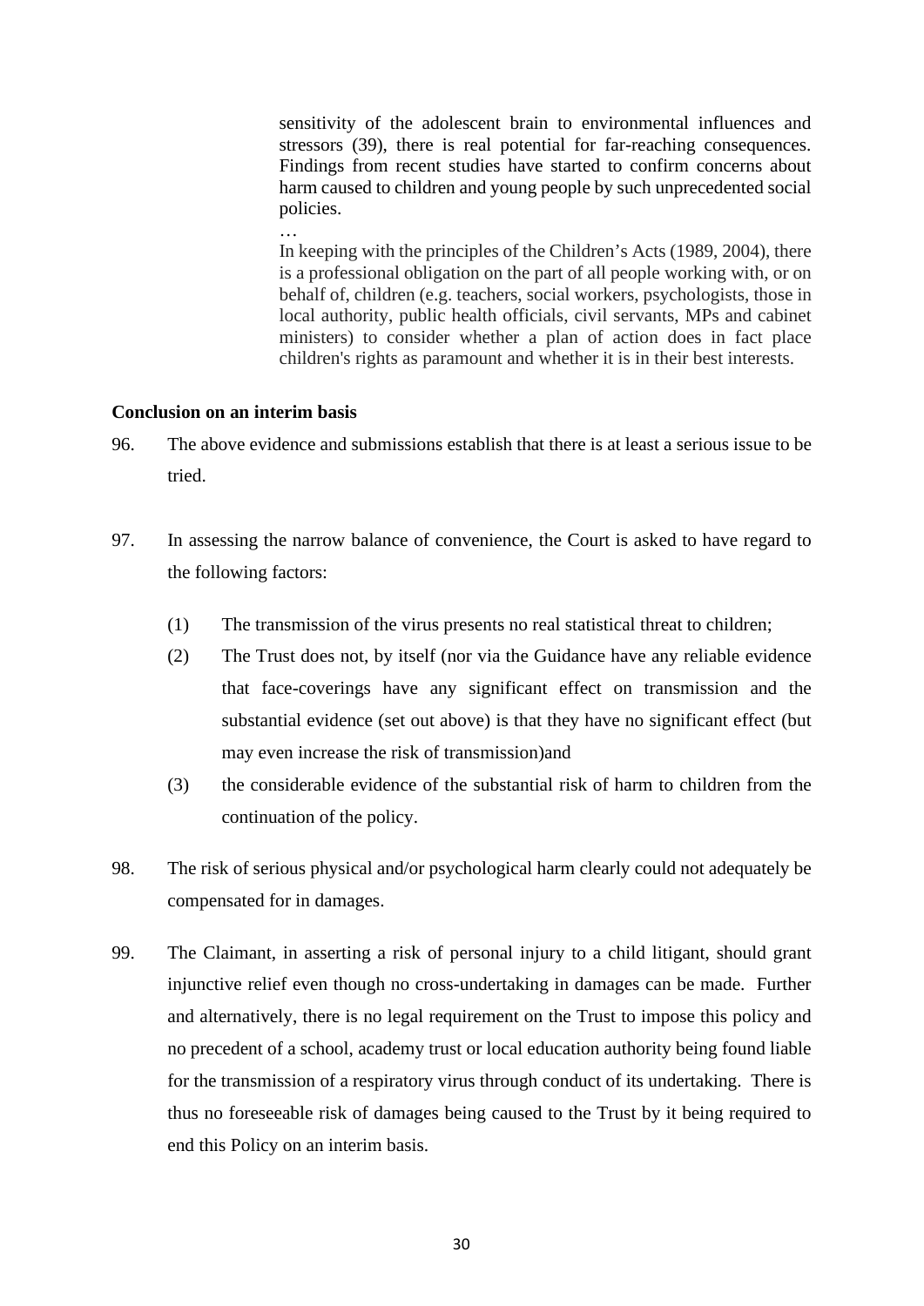> sensitivity of the adolescent brain to environmental influences and stressors (39), there is real potential for far-reaching consequences. Findings from recent studies have started to confirm concerns about harm caused to children and young people by such unprecedented social policies.
>
> …
>
> In keeping with the principles of the Children's Acts (1989, 2004), there is a professional obligation on the part of all people working with, or on behalf of, children (e.g. teachers, social workers, psychologists, those in local authority, public health officials, civil servants, MPs and cabinet ministers) to consider whether a plan of action does in fact place children's rights as paramount and whether it is in their best interests.

**Conclusion on an interim basis**

96. The above evidence and submissions establish that there is at least a serious issue to be tried.

97. In assessing the narrow balance of convenience, the Court is asked to have regard to the following factors:

    (1) The transmission of the virus presents no real statistical threat to children;

    (2) The Trust does not, by itself (nor via the Guidance have any reliable evidence that face-coverings have any significant effect on transmission and the substantial evidence (set out above) is that they have no significant effect (but may even increase the risk of transmission)and

    (3) the considerable evidence of the substantial risk of harm to children from the continuation of the policy.

98. The risk of serious physical and/or psychological harm clearly could not adequately be compensated for in damages.

99. The Claimant, in asserting a risk of personal injury to a child litigant, should grant injunctive relief even though no cross-undertaking in damages can be made. Further and alternatively, there is no legal requirement on the Trust to impose this policy and no precedent of a school, academy trust or local education authority being found liable for the transmission of a respiratory virus through conduct of its undertaking. There is thus no foreseeable risk of damages being caused to the Trust by it being required to end this Policy on an interim basis.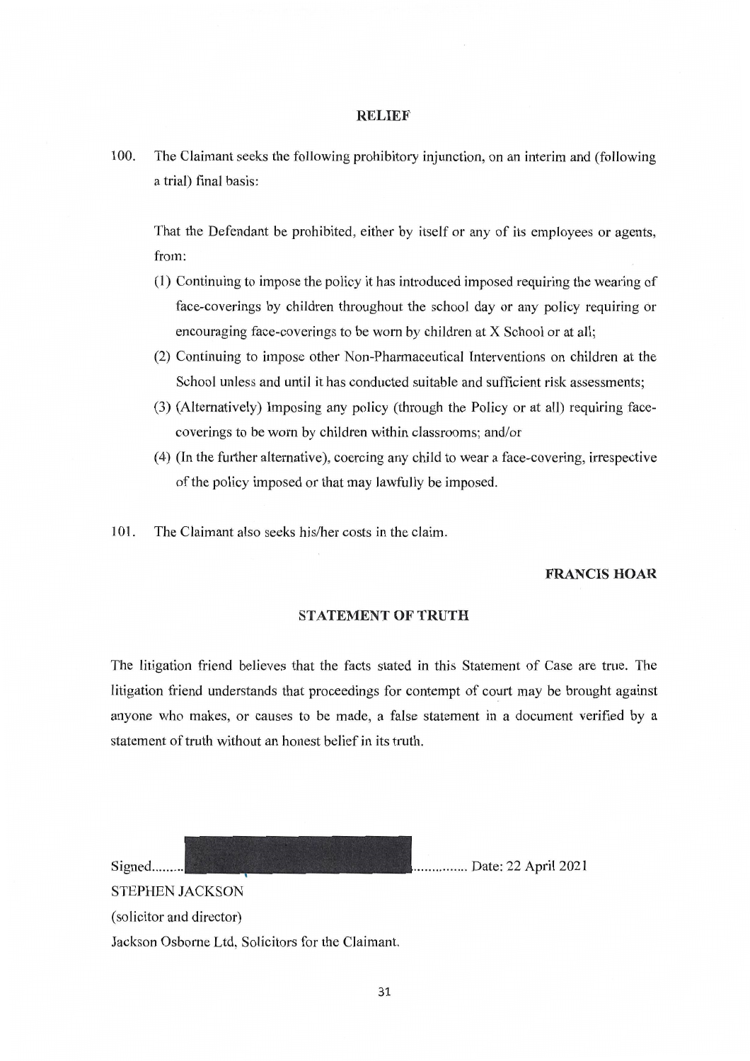## RELIEF

100. The Claimant seeks the following prohibitory injunction, on an interim and (following a trial) final basis:

That the Defendant be prohibited, either by itself or any of its employees or agents, from:

(1) Continuing to impose the policy it has introduced imposed requiring the wearing of face-coverings by children throughout the school day or any policy requiring or encouraging face-coverings to be worn by children at X School or at all;

(2) Continuing to impose other Non-Pharmaceutical Interventions on children at the School unless and until it has conducted suitable and sufficient risk assessments;

(3) (Alternatively) Imposing any policy (through the Policy or at all) requiring face-coverings to be worn by children within classrooms; and/or

(4) (In the further alternative), coercing any child to wear a face-covering, irrespective of the policy imposed or that may lawfully be imposed.

101. The Claimant also seeks his/her costs in the claim.

**FRANCIS HOAR**

## STATEMENT OF TRUTH

The litigation friend believes that the facts stated in this Statement of Case are true. The litigation friend understands that proceedings for contempt of court may be brought against anyone who makes, or causes to be made, a false statement in a document verified by a statement of truth without an honest belief in its truth.

Signed......... ............... Date: 22 April 2021

STEPHEN JACKSON

(solicitor and director)

Jackson Osborne Ltd, Solicitors for the Claimant.